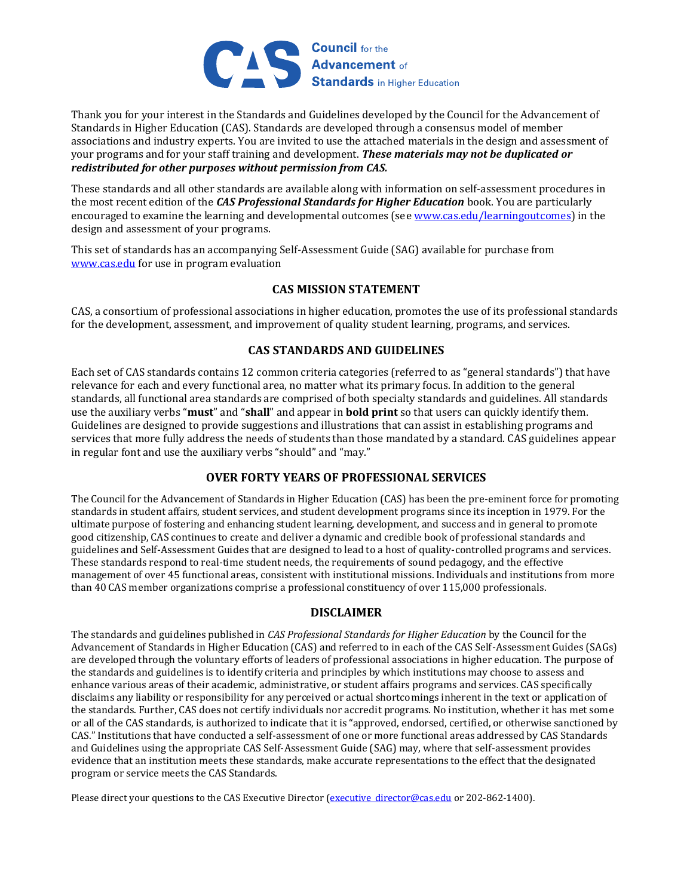**CAS** Council for the Advancement of Standards in Higher Education

Thank you for your interest in the Standards and Guidelines developed by the Council for the Advancement of Standards in Higher Education (CAS). Standards are developed through a consensus model of member associations and industry experts. You are invited to use the attached materials in the design and assessment of your programs and for your staff training and development. ***These materials may not be duplicated or redistributed for other purposes without permission from CAS.***

These standards and all other standards are available along with information on self-assessment procedures in the most recent edition of the ***CAS Professional Standards for Higher Education*** book. You are particularly encouraged to examine the learning and developmental outcomes (see [www.cas.edu/learningoutcomes](http://www.cas.edu/learningoutcomes)) in the design and assessment of your programs.

This set of standards has an accompanying Self-Assessment Guide (SAG) available for purchase from [www.cas.edu](http://www.cas.edu) for use in program evaluation

## CAS MISSION STATEMENT

CAS, a consortium of professional associations in higher education, promotes the use of its professional standards for the development, assessment, and improvement of quality student learning, programs, and services.

## CAS STANDARDS AND GUIDELINES

Each set of CAS standards contains 12 common criteria categories (referred to as "general standards") that have relevance for each and every functional area, no matter what its primary focus. In addition to the general standards, all functional area standards are comprised of both specialty standards and guidelines. All standards use the auxiliary verbs "**must**" and "**shall**" and appear in **bold print** so that users can quickly identify them. Guidelines are designed to provide suggestions and illustrations that can assist in establishing programs and services that more fully address the needs of students than those mandated by a standard. CAS guidelines appear in regular font and use the auxiliary verbs "should" and "may."

## OVER FORTY YEARS OF PROFESSIONAL SERVICES

The Council for the Advancement of Standards in Higher Education (CAS) has been the pre-eminent force for promoting standards in student affairs, student services, and student development programs since its inception in 1979. For the ultimate purpose of fostering and enhancing student learning, development, and success and in general to promote good citizenship, CAS continues to create and deliver a dynamic and credible book of professional standards and guidelines and Self-Assessment Guides that are designed to lead to a host of quality-controlled programs and services. These standards respond to real-time student needs, the requirements of sound pedagogy, and the effective management of over 45 functional areas, consistent with institutional missions. Individuals and institutions from more than 40 CAS member organizations comprise a professional constituency of over 115,000 professionals.

## DISCLAIMER

The standards and guidelines published in *CAS Professional Standards for Higher Education* by the Council for the Advancement of Standards in Higher Education (CAS) and referred to in each of the CAS Self-Assessment Guides (SAGs) are developed through the voluntary efforts of leaders of professional associations in higher education. The purpose of the standards and guidelines is to identify criteria and principles by which institutions may choose to assess and enhance various areas of their academic, administrative, or student affairs programs and services. CAS specifically disclaims any liability or responsibility for any perceived or actual shortcomings inherent in the text or application of the standards. Further, CAS does not certify individuals nor accredit programs. No institution, whether it has met some or all of the CAS standards, is authorized to indicate that it is "approved, endorsed, certified, or otherwise sanctioned by CAS." Institutions that have conducted a self-assessment of one or more functional areas addressed by CAS Standards and Guidelines using the appropriate CAS Self-Assessment Guide (SAG) may, where that self-assessment provides evidence that an institution meets these standards, make accurate representations to the effect that the designated program or service meets the CAS Standards.

Please direct your questions to the CAS Executive Director ([executive_director@cas.edu](mailto:executive_director@cas.edu) or 202-862-1400).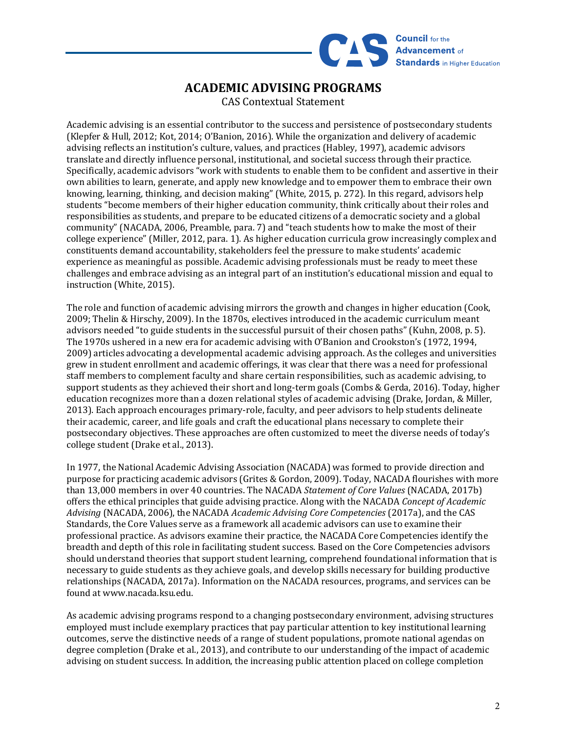# ACADEMIC ADVISING PROGRAMS

CAS Contextual Statement

Academic advising is an essential contributor to the success and persistence of postsecondary students (Klepfer & Hull, 2012; Kot, 2014; O'Banion, 2016). While the organization and delivery of academic advising reflects an institution's culture, values, and practices (Habley, 1997), academic advisors translate and directly influence personal, institutional, and societal success through their practice. Specifically, academic advisors "work with students to enable them to be confident and assertive in their own abilities to learn, generate, and apply new knowledge and to empower them to embrace their own knowing, learning, thinking, and decision making" (White, 2015, p. 272). In this regard, advisors help students "become members of their higher education community, think critically about their roles and responsibilities as students, and prepare to be educated citizens of a democratic society and a global community" (NACADA, 2006, Preamble, para. 7) and "teach students how to make the most of their college experience" (Miller, 2012, para. 1). As higher education curricula grow increasingly complex and constituents demand accountability, stakeholders feel the pressure to make students' academic experience as meaningful as possible. Academic advising professionals must be ready to meet these challenges and embrace advising as an integral part of an institution's educational mission and equal to instruction (White, 2015).

The role and function of academic advising mirrors the growth and changes in higher education (Cook, 2009; Thelin & Hirschy, 2009). In the 1870s, electives introduced in the academic curriculum meant advisors needed "to guide students in the successful pursuit of their chosen paths" (Kuhn, 2008, p. 5). The 1970s ushered in a new era for academic advising with O'Banion and Crookston's (1972, 1994, 2009) articles advocating a developmental academic advising approach. As the colleges and universities grew in student enrollment and academic offerings, it was clear that there was a need for professional staff members to complement faculty and share certain responsibilities, such as academic advising, to support students as they achieved their short and long-term goals (Combs & Gerda, 2016). Today, higher education recognizes more than a dozen relational styles of academic advising (Drake, Jordan, & Miller, 2013). Each approach encourages primary-role, faculty, and peer advisors to help students delineate their academic, career, and life goals and craft the educational plans necessary to complete their postsecondary objectives. These approaches are often customized to meet the diverse needs of today's college student (Drake et al., 2013).

In 1977, the National Academic Advising Association (NACADA) was formed to provide direction and purpose for practicing academic advisors (Grites & Gordon, 2009). Today, NACADA flourishes with more than 13,000 members in over 40 countries. The NACADA *Statement of Core Values* (NACADA, 2017b) offers the ethical principles that guide advising practice. Along with the NACADA *Concept of Academic Advising* (NACADA, 2006), the NACADA *Academic Advising Core Competencies* (2017a), and the CAS Standards, the Core Values serve as a framework all academic advisors can use to examine their professional practice. As advisors examine their practice, the NACADA Core Competencies identify the breadth and depth of this role in facilitating student success. Based on the Core Competencies advisors should understand theories that support student learning, comprehend foundational information that is necessary to guide students as they achieve goals, and develop skills necessary for building productive relationships (NACADA, 2017a). Information on the NACADA resources, programs, and services can be found at www.nacada.ksu.edu.

As academic advising programs respond to a changing postsecondary environment, advising structures employed must include exemplary practices that pay particular attention to key institutional learning outcomes, serve the distinctive needs of a range of student populations, promote national agendas on degree completion (Drake et al., 2013), and contribute to our understanding of the impact of academic advising on student success. In addition, the increasing public attention placed on college completion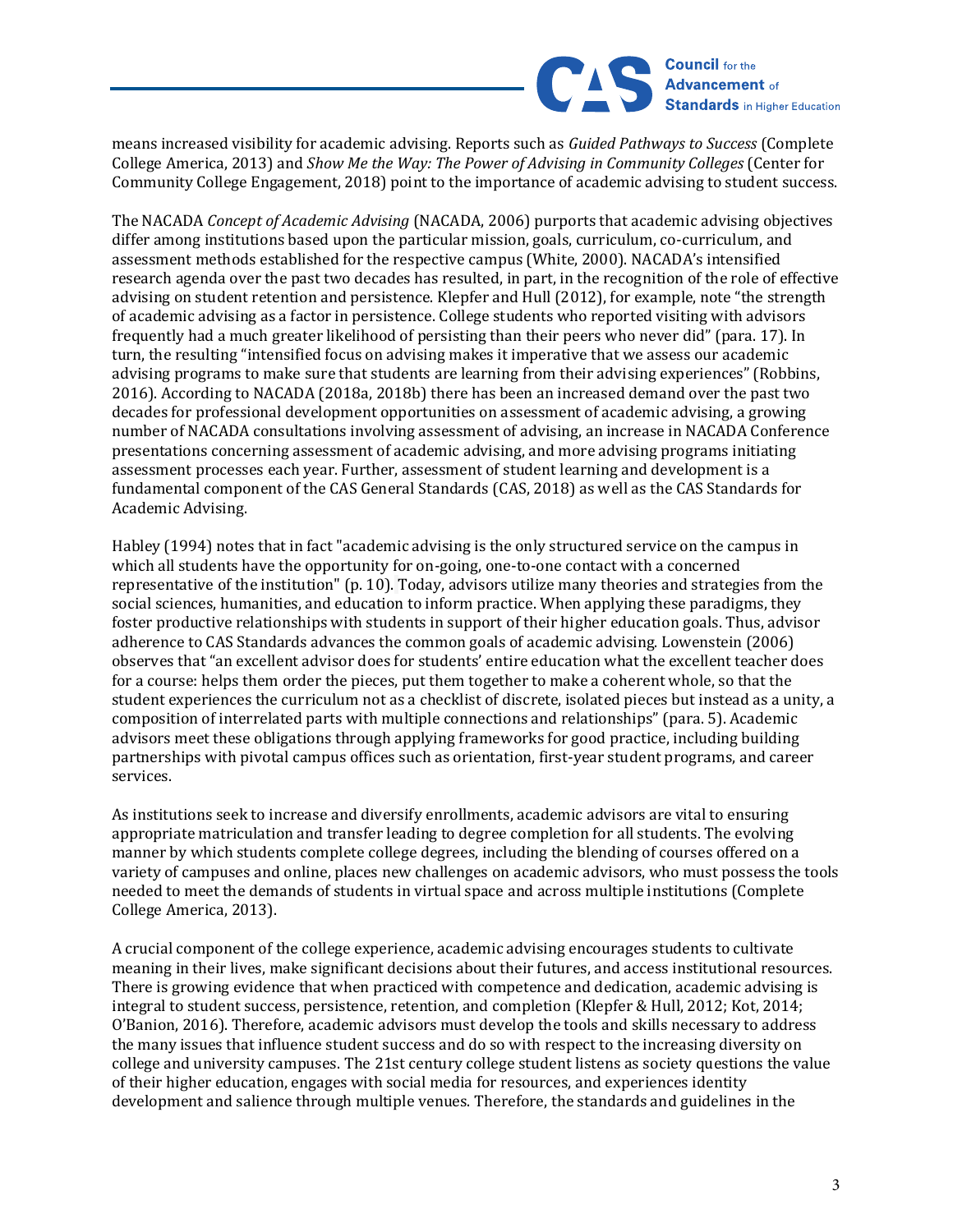means increased visibility for academic advising. Reports such as *Guided Pathways to Success* (Complete College America, 2013) and *Show Me the Way: The Power of Advising in Community Colleges* (Center for Community College Engagement, 2018) point to the importance of academic advising to student success.

The NACADA *Concept of Academic Advising* (NACADA, 2006) purports that academic advising objectives differ among institutions based upon the particular mission, goals, curriculum, co-curriculum, and assessment methods established for the respective campus (White, 2000). NACADA's intensified research agenda over the past two decades has resulted, in part, in the recognition of the role of effective advising on student retention and persistence. Klepfer and Hull (2012), for example, note "the strength of academic advising as a factor in persistence. College students who reported visiting with advisors frequently had a much greater likelihood of persisting than their peers who never did" (para. 17). In turn, the resulting "intensified focus on advising makes it imperative that we assess our academic advising programs to make sure that students are learning from their advising experiences" (Robbins, 2016). According to NACADA (2018a, 2018b) there has been an increased demand over the past two decades for professional development opportunities on assessment of academic advising, a growing number of NACADA consultations involving assessment of advising, an increase in NACADA Conference presentations concerning assessment of academic advising, and more advising programs initiating assessment processes each year. Further, assessment of student learning and development is a fundamental component of the CAS General Standards (CAS, 2018) as well as the CAS Standards for Academic Advising.

Habley (1994) notes that in fact "academic advising is the only structured service on the campus in which all students have the opportunity for on-going, one-to-one contact with a concerned representative of the institution" (p. 10). Today, advisors utilize many theories and strategies from the social sciences, humanities, and education to inform practice. When applying these paradigms, they foster productive relationships with students in support of their higher education goals. Thus, advisor adherence to CAS Standards advances the common goals of academic advising. Lowenstein (2006) observes that "an excellent advisor does for students' entire education what the excellent teacher does for a course: helps them order the pieces, put them together to make a coherent whole, so that the student experiences the curriculum not as a checklist of discrete, isolated pieces but instead as a unity, a composition of interrelated parts with multiple connections and relationships" (para. 5). Academic advisors meet these obligations through applying frameworks for good practice, including building partnerships with pivotal campus offices such as orientation, first-year student programs, and career services.

As institutions seek to increase and diversify enrollments, academic advisors are vital to ensuring appropriate matriculation and transfer leading to degree completion for all students. The evolving manner by which students complete college degrees, including the blending of courses offered on a variety of campuses and online, places new challenges on academic advisors, who must possess the tools needed to meet the demands of students in virtual space and across multiple institutions (Complete College America, 2013).

A crucial component of the college experience, academic advising encourages students to cultivate meaning in their lives, make significant decisions about their futures, and access institutional resources. There is growing evidence that when practiced with competence and dedication, academic advising is integral to student success, persistence, retention, and completion (Klepfer & Hull, 2012; Kot, 2014; O'Banion, 2016). Therefore, academic advisors must develop the tools and skills necessary to address the many issues that influence student success and do so with respect to the increasing diversity on college and university campuses. The 21st century college student listens as society questions the value of their higher education, engages with social media for resources, and experiences identity development and salience through multiple venues. Therefore, the standards and guidelines in the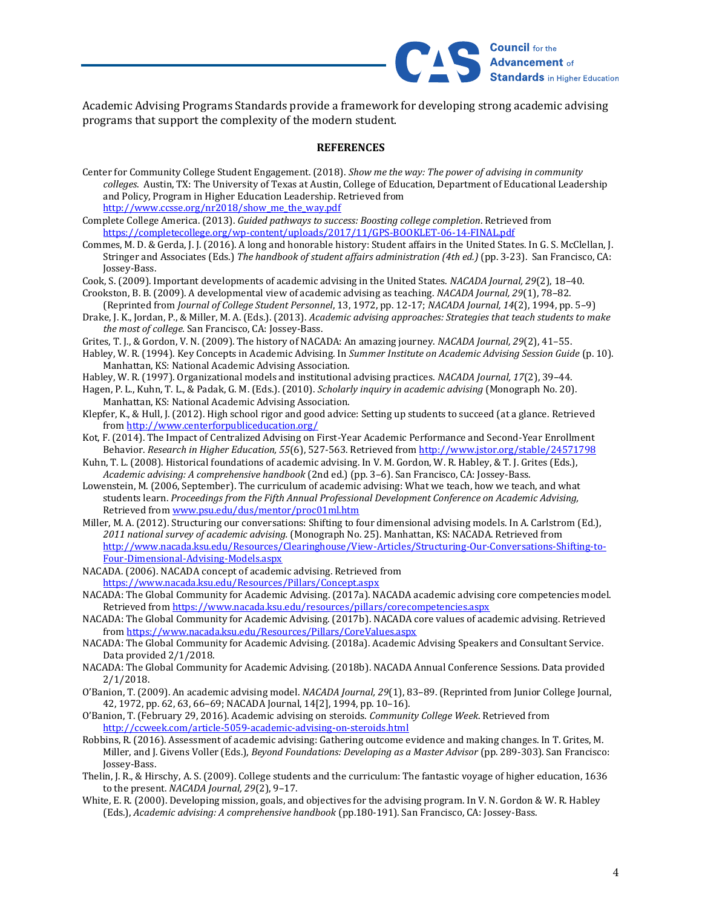Academic Advising Programs Standards provide a framework for developing strong academic advising programs that support the complexity of the modern student.

## REFERENCES

Center for Community College Student Engagement. (2018). *Show me the way: The power of advising in community colleges*. Austin, TX: The University of Texas at Austin, College of Education, Department of Educational Leadership and Policy, Program in Higher Education Leadership. Retrieved from http://www.ccsse.org/nr2018/show_me_the_way.pdf

Complete College America. (2013). *Guided pathways to success: Boosting college completion*. Retrieved from https://completecollege.org/wp-content/uploads/2017/11/GPS-BOOKLET-06-14-FINAL.pdf

Commes, M. D. & Gerda, J. J. (2016). A long and honorable history: Student affairs in the United States. In G. S. McClellan, J. Stringer and Associates (Eds.) *The handbook of student affairs administration (4th ed.)* (pp. 3-23). San Francisco, CA: Jossey-Bass.

Cook, S. (2009). Important developments of academic advising in the United States. *NACADA Journal, 29*(2), 18–40.

Crookston, B. B. (2009). A developmental view of academic advising as teaching. *NACADA Journal, 29*(1), 78–82. (Reprinted from *Journal of College Student Personnel*, 13, 1972, pp. 12-17; *NACADA Journal, 14*(2), 1994, pp. 5–9)

Drake, J. K., Jordan, P., & Miller, M. A. (Eds.). (2013). *Academic advising approaches: Strategies that teach students to make the most of college.* San Francisco, CA: Jossey-Bass.

Grites, T. J., & Gordon, V. N. (2009). The history of NACADA: An amazing journey. *NACADA Journal, 29*(2), 41–55.

Habley, W. R. (1994). Key Concepts in Academic Advising. In *Summer Institute on Academic Advising Session Guide* (p. 10). Manhattan, KS: National Academic Advising Association.

Habley, W. R. (1997). Organizational models and institutional advising practices. *NACADA Journal, 17*(2), 39–44.

Hagen, P. L., Kuhn, T. L., & Padak, G. M. (Eds.). (2010). *Scholarly inquiry in academic advising* (Monograph No. 20). Manhattan, KS: National Academic Advising Association.

Klepfer, K., & Hull, J. (2012). High school rigor and good advice: Setting up students to succeed (at a glance. Retrieved from http://www.centerforpubliceducation.org/

Kot, F. (2014). The Impact of Centralized Advising on First-Year Academic Performance and Second-Year Enrollment Behavior. *Research in Higher Education, 55*(6), 527-563. Retrieved from http://www.jstor.org/stable/24571798

Kuhn, T. L. (2008). Historical foundations of academic advising. In V. M. Gordon, W. R. Habley, & T. J. Grites (Eds.), *Academic advising: A comprehensive handbook* (2nd ed.) (pp. 3–6). San Francisco, CA: Jossey-Bass.

Lowenstein, M. (2006, September). The curriculum of academic advising: What we teach, how we teach, and what students learn. *Proceedings from the Fifth Annual Professional Development Conference on Academic Advising,* Retrieved from www.psu.edu/dus/mentor/proc01ml.htm

Miller, M. A. (2012). Structuring our conversations: Shifting to four dimensional advising models. In A. Carlstrom (Ed.), *2011 national survey of academic advising.* (Monograph No. 25). Manhattan, KS: NACADA. Retrieved from http://www.nacada.ksu.edu/Resources/Clearinghouse/View-Articles/Structuring-Our-Conversations-Shifting-to-Four-Dimensional-Advising-Models.aspx

NACADA. (2006). NACADA concept of academic advising. Retrieved from https://www.nacada.ksu.edu/Resources/Pillars/Concept.aspx

NACADA: The Global Community for Academic Advising. (2017a). NACADA academic advising core competencies model. Retrieved from https://www.nacada.ksu.edu/resources/pillars/corecompetencies.aspx

NACADA: The Global Community for Academic Advising. (2017b). NACADA core values of academic advising. Retrieved from https://www.nacada.ksu.edu/Resources/Pillars/CoreValues.aspx

NACADA: The Global Community for Academic Advising. (2018a). Academic Advising Speakers and Consultant Service. Data provided 2/1/2018.

NACADA: The Global Community for Academic Advising. (2018b). NACADA Annual Conference Sessions. Data provided 2/1/2018.

O'Banion, T. (2009). An academic advising model. *NACADA Journal, 29*(1), 83–89. (Reprinted from Junior College Journal, 42, 1972, pp. 62, 63, 66–69; NACADA Journal, 14[2], 1994, pp. 10–16).

O'Banion, T. (February 29, 2016). Academic advising on steroids. *Community College Week*. Retrieved from http://ccweek.com/article-5059-academic-advising-on-steroids.html

Robbins, R. (2016). Assessment of academic advising: Gathering outcome evidence and making changes. In T. Grites, M. Miller, and J. Givens Voller (Eds.), *Beyond Foundations: Developing as a Master Advisor* (pp. 289-303). San Francisco: Jossey-Bass.

Thelin, J. R., & Hirschy, A. S. (2009). College students and the curriculum: The fantastic voyage of higher education, 1636 to the present. *NACADA Journal, 29*(2), 9–17.

White, E. R. (2000). Developing mission, goals, and objectives for the advising program. In V. N. Gordon & W. R. Habley (Eds.), *Academic advising: A comprehensive handbook* (pp.180-191). San Francisco, CA: Jossey-Bass.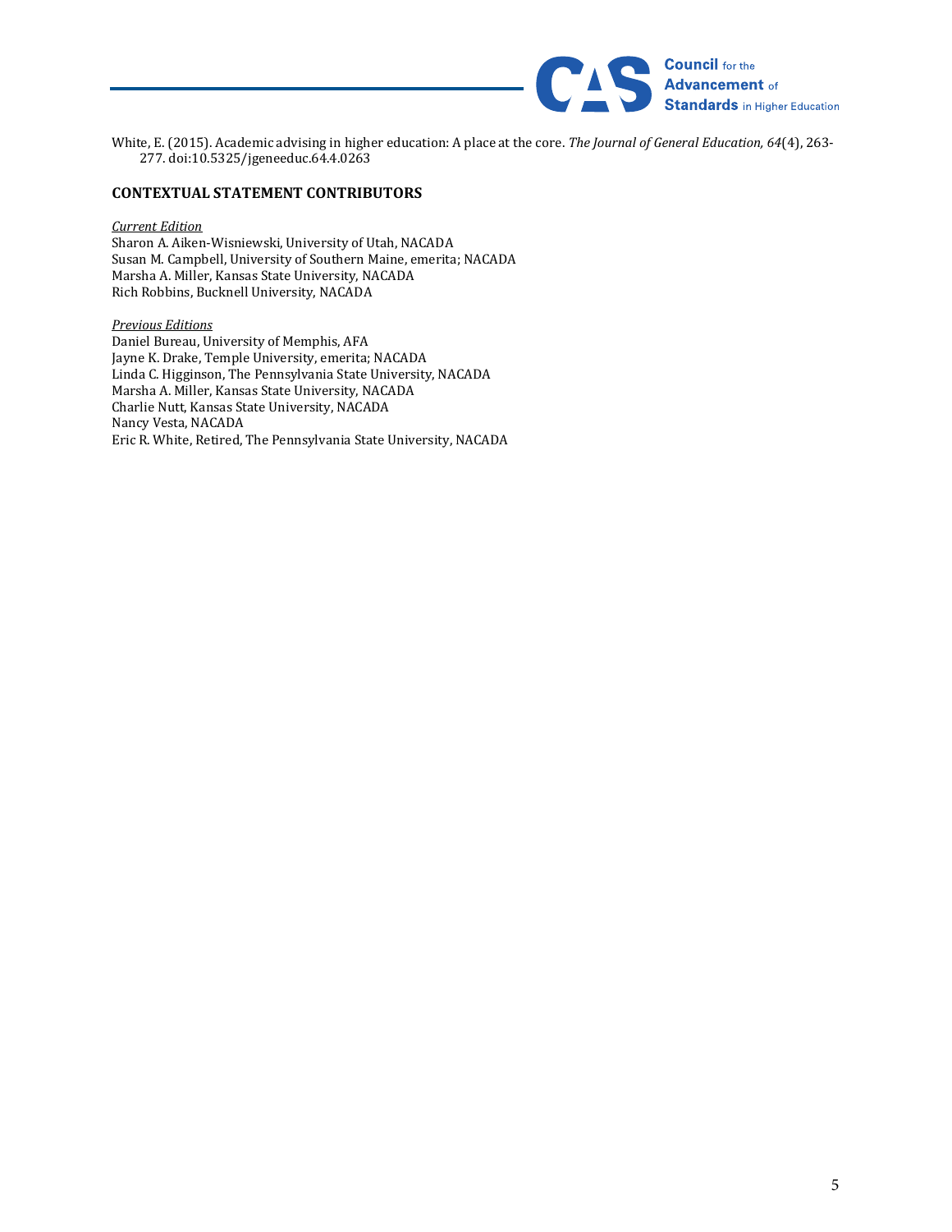White, E. (2015). Academic advising in higher education: A place at the core. *The Journal of General Education, 64*(4), 263-277. doi:10.5325/jgeneeduc.64.4.0263

## CONTEXTUAL STATEMENT CONTRIBUTORS

*Current Edition*
Sharon A. Aiken-Wisniewski, University of Utah, NACADA
Susan M. Campbell, University of Southern Maine, emerita; NACADA
Marsha A. Miller, Kansas State University, NACADA
Rich Robbins, Bucknell University, NACADA

*Previous Editions*
Daniel Bureau, University of Memphis, AFA
Jayne K. Drake, Temple University, emerita; NACADA
Linda C. Higginson, The Pennsylvania State University, NACADA
Marsha A. Miller, Kansas State University, NACADA
Charlie Nutt, Kansas State University, NACADA
Nancy Vesta, NACADA
Eric R. White, Retired, The Pennsylvania State University, NACADA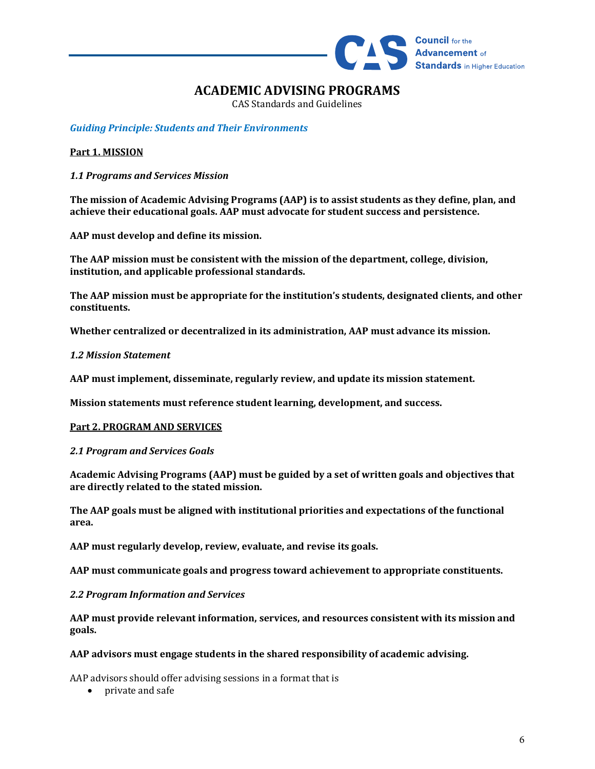# ACADEMIC ADVISING PROGRAMS

CAS Standards and Guidelines

***Guiding Principle: Students and Their Environments***

**Part 1. MISSION**

***1.1 Programs and Services Mission***

**The mission of Academic Advising Programs (AAP) is to assist students as they define, plan, and achieve their educational goals. AAP must advocate for student success and persistence.**

**AAP must develop and define its mission.**

**The AAP mission must be consistent with the mission of the department, college, division, institution, and applicable professional standards.**

**The AAP mission must be appropriate for the institution's students, designated clients, and other constituents.**

**Whether centralized or decentralized in its administration, AAP must advance its mission.**

***1.2 Mission Statement***

**AAP must implement, disseminate, regularly review, and update its mission statement.**

**Mission statements must reference student learning, development, and success.**

**Part 2. PROGRAM AND SERVICES**

***2.1 Program and Services Goals***

**Academic Advising Programs (AAP) must be guided by a set of written goals and objectives that are directly related to the stated mission.**

**The AAP goals must be aligned with institutional priorities and expectations of the functional area.**

**AAP must regularly develop, review, evaluate, and revise its goals.**

**AAP must communicate goals and progress toward achievement to appropriate constituents.**

***2.2 Program Information and Services***

**AAP must provide relevant information, services, and resources consistent with its mission and goals.**

**AAP advisors must engage students in the shared responsibility of academic advising.**

AAP advisors should offer advising sessions in a format that is

- private and safe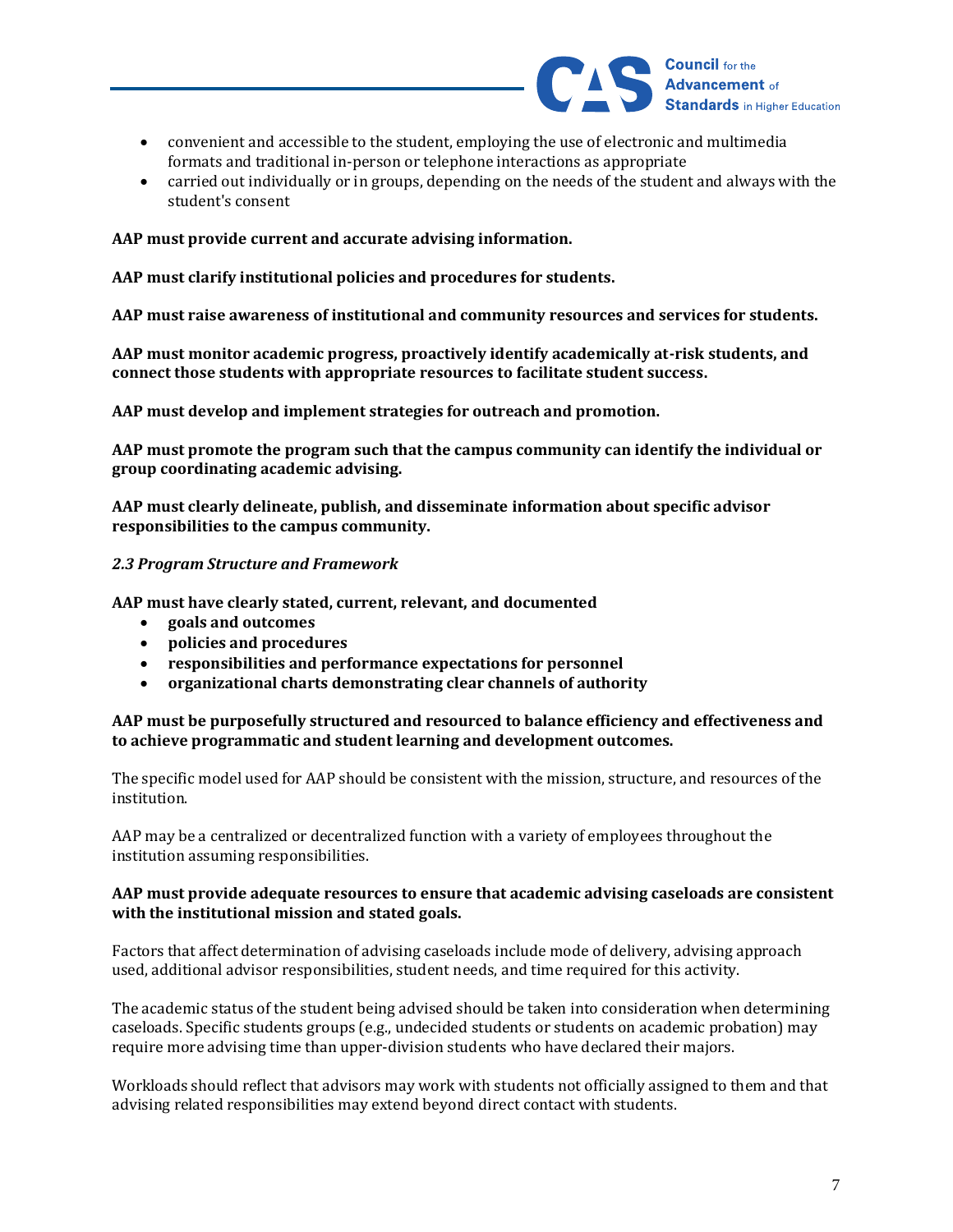- convenient and accessible to the student, employing the use of electronic and multimedia formats and traditional in-person or telephone interactions as appropriate
- carried out individually or in groups, depending on the needs of the student and always with the student's consent

**AAP must provide current and accurate advising information.**

**AAP must clarify institutional policies and procedures for students.**

**AAP must raise awareness of institutional and community resources and services for students.**

**AAP must monitor academic progress, proactively identify academically at-risk students, and connect those students with appropriate resources to facilitate student success.**

**AAP must develop and implement strategies for outreach and promotion.**

**AAP must promote the program such that the campus community can identify the individual or group coordinating academic advising.**

**AAP must clearly delineate, publish, and disseminate information about specific advisor responsibilities to the campus community.**

### *2.3 Program Structure and Framework*

**AAP must have clearly stated, current, relevant, and documented**

- **goals and outcomes**
- **policies and procedures**
- **responsibilities and performance expectations for personnel**
- **organizational charts demonstrating clear channels of authority**

**AAP must be purposefully structured and resourced to balance efficiency and effectiveness and to achieve programmatic and student learning and development outcomes.**

The specific model used for AAP should be consistent with the mission, structure, and resources of the institution.

AAP may be a centralized or decentralized function with a variety of employees throughout the institution assuming responsibilities.

**AAP must provide adequate resources to ensure that academic advising caseloads are consistent with the institutional mission and stated goals.**

Factors that affect determination of advising caseloads include mode of delivery, advising approach used, additional advisor responsibilities, student needs, and time required for this activity.

The academic status of the student being advised should be taken into consideration when determining caseloads. Specific students groups (e.g., undecided students or students on academic probation) may require more advising time than upper-division students who have declared their majors.

Workloads should reflect that advisors may work with students not officially assigned to them and that advising related responsibilities may extend beyond direct contact with students.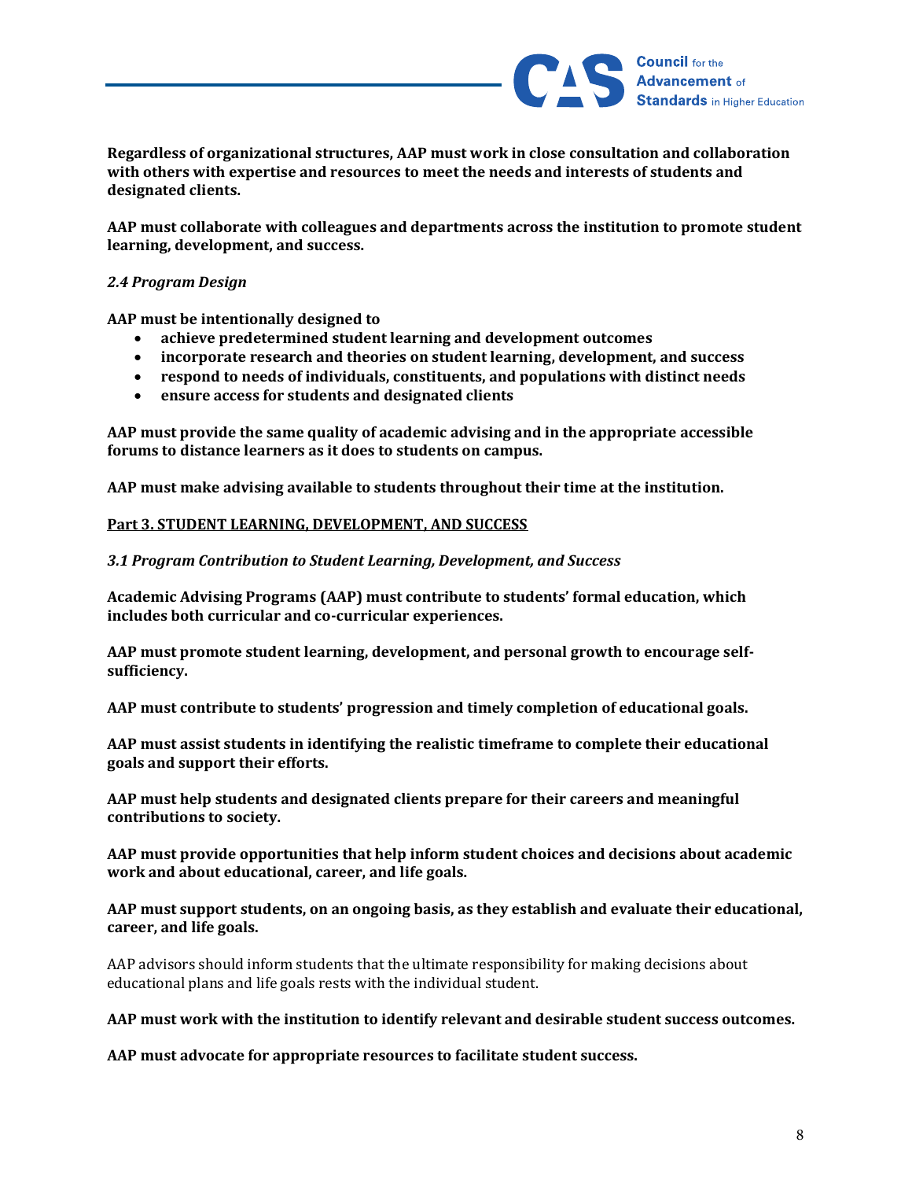**Regardless of organizational structures, AAP must work in close consultation and collaboration with others with expertise and resources to meet the needs and interests of students and designated clients.**

**AAP must collaborate with colleagues and departments across the institution to promote student learning, development, and success.**

*2.4 Program Design*

**AAP must be intentionally designed to**

- **achieve predetermined student learning and development outcomes**
- **incorporate research and theories on student learning, development, and success**
- **respond to needs of individuals, constituents, and populations with distinct needs**
- **ensure access for students and designated clients**

**AAP must provide the same quality of academic advising and in the appropriate accessible forums to distance learners as it does to students on campus.**

**AAP must make advising available to students throughout their time at the institution.**

## Part 3. STUDENT LEARNING, DEVELOPMENT, AND SUCCESS

*3.1 Program Contribution to Student Learning, Development, and Success*

**Academic Advising Programs (AAP) must contribute to students' formal education, which includes both curricular and co-curricular experiences.**

**AAP must promote student learning, development, and personal growth to encourage self-sufficiency.**

**AAP must contribute to students' progression and timely completion of educational goals.**

**AAP must assist students in identifying the realistic timeframe to complete their educational goals and support their efforts.**

**AAP must help students and designated clients prepare for their careers and meaningful contributions to society.**

**AAP must provide opportunities that help inform student choices and decisions about academic work and about educational, career, and life goals.**

**AAP must support students, on an ongoing basis, as they establish and evaluate their educational, career, and life goals.**

AAP advisors should inform students that the ultimate responsibility for making decisions about educational plans and life goals rests with the individual student.

**AAP must work with the institution to identify relevant and desirable student success outcomes.**

**AAP must advocate for appropriate resources to facilitate student success.**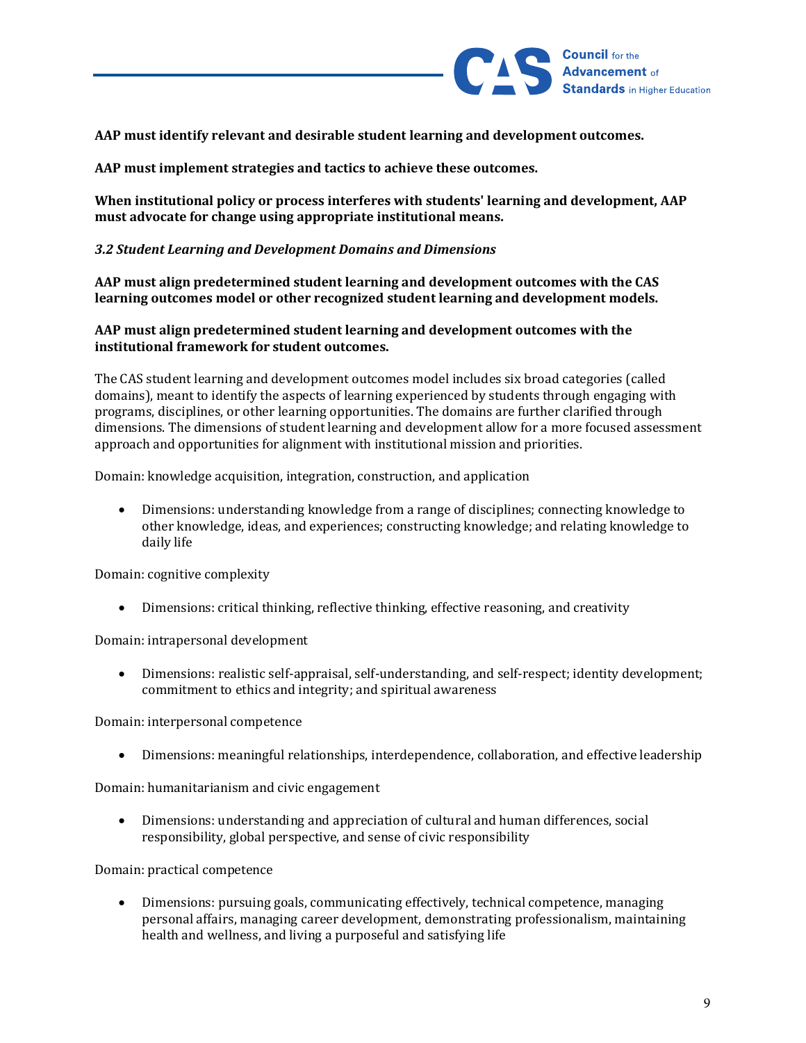**AAP must identify relevant and desirable student learning and development outcomes.**

**AAP must implement strategies and tactics to achieve these outcomes.**

**When institutional policy or process interferes with students' learning and development, AAP must advocate for change using appropriate institutional means.**

*3.2 Student Learning and Development Domains and Dimensions*

**AAP must align predetermined student learning and development outcomes with the CAS learning outcomes model or other recognized student learning and development models.**

**AAP must align predetermined student learning and development outcomes with the institutional framework for student outcomes.**

The CAS student learning and development outcomes model includes six broad categories (called domains), meant to identify the aspects of learning experienced by students through engaging with programs, disciplines, or other learning opportunities. The domains are further clarified through dimensions. The dimensions of student learning and development allow for a more focused assessment approach and opportunities for alignment with institutional mission and priorities.

Domain: knowledge acquisition, integration, construction, and application

- Dimensions: understanding knowledge from a range of disciplines; connecting knowledge to other knowledge, ideas, and experiences; constructing knowledge; and relating knowledge to daily life

Domain: cognitive complexity

- Dimensions: critical thinking, reflective thinking, effective reasoning, and creativity

Domain: intrapersonal development

- Dimensions: realistic self-appraisal, self-understanding, and self-respect; identity development; commitment to ethics and integrity; and spiritual awareness

Domain: interpersonal competence

- Dimensions: meaningful relationships, interdependence, collaboration, and effective leadership

Domain: humanitarianism and civic engagement

- Dimensions: understanding and appreciation of cultural and human differences, social responsibility, global perspective, and sense of civic responsibility

Domain: practical competence

- Dimensions: pursuing goals, communicating effectively, technical competence, managing personal affairs, managing career development, demonstrating professionalism, maintaining health and wellness, and living a purposeful and satisfying life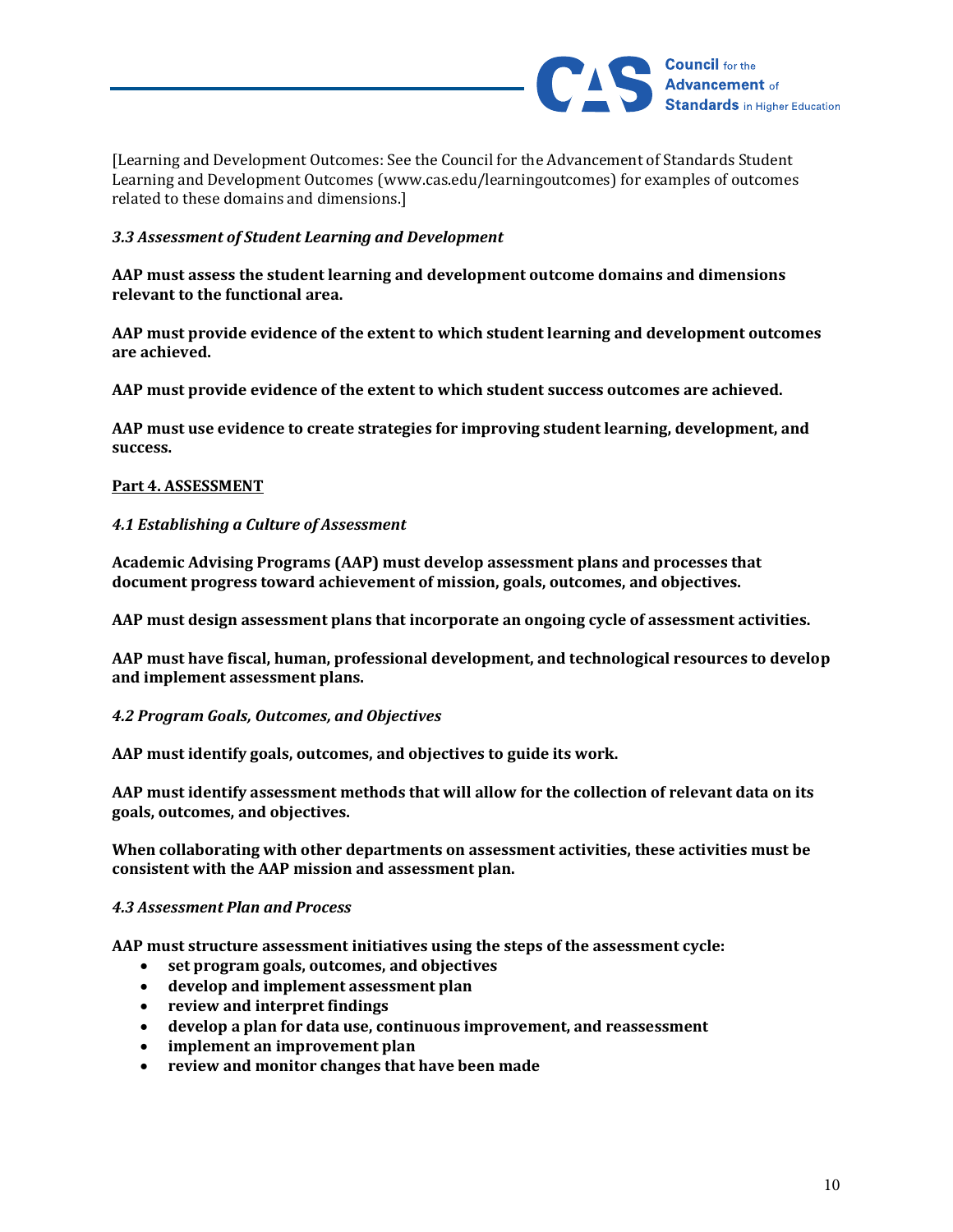[Learning and Development Outcomes: See the Council for the Advancement of Standards Student Learning and Development Outcomes (www.cas.edu/learningoutcomes) for examples of outcomes related to these domains and dimensions.]

*3.3 Assessment of Student Learning and Development*

**AAP must assess the student learning and development outcome domains and dimensions relevant to the functional area.**

**AAP must provide evidence of the extent to which student learning and development outcomes are achieved.**

**AAP must provide evidence of the extent to which student success outcomes are achieved.**

**AAP must use evidence to create strategies for improving student learning, development, and success.**

## Part 4. ASSESSMENT

*4.1 Establishing a Culture of Assessment*

**Academic Advising Programs (AAP) must develop assessment plans and processes that document progress toward achievement of mission, goals, outcomes, and objectives.**

**AAP must design assessment plans that incorporate an ongoing cycle of assessment activities.**

**AAP must have fiscal, human, professional development, and technological resources to develop and implement assessment plans.**

*4.2 Program Goals, Outcomes, and Objectives*

**AAP must identify goals, outcomes, and objectives to guide its work.**

**AAP must identify assessment methods that will allow for the collection of relevant data on its goals, outcomes, and objectives.**

**When collaborating with other departments on assessment activities, these activities must be consistent with the AAP mission and assessment plan.**

*4.3 Assessment Plan and Process*

**AAP must structure assessment initiatives using the steps of the assessment cycle:**

- **set program goals, outcomes, and objectives**
- **develop and implement assessment plan**
- **review and interpret findings**
- **develop a plan for data use, continuous improvement, and reassessment**
- **implement an improvement plan**
- **review and monitor changes that have been made**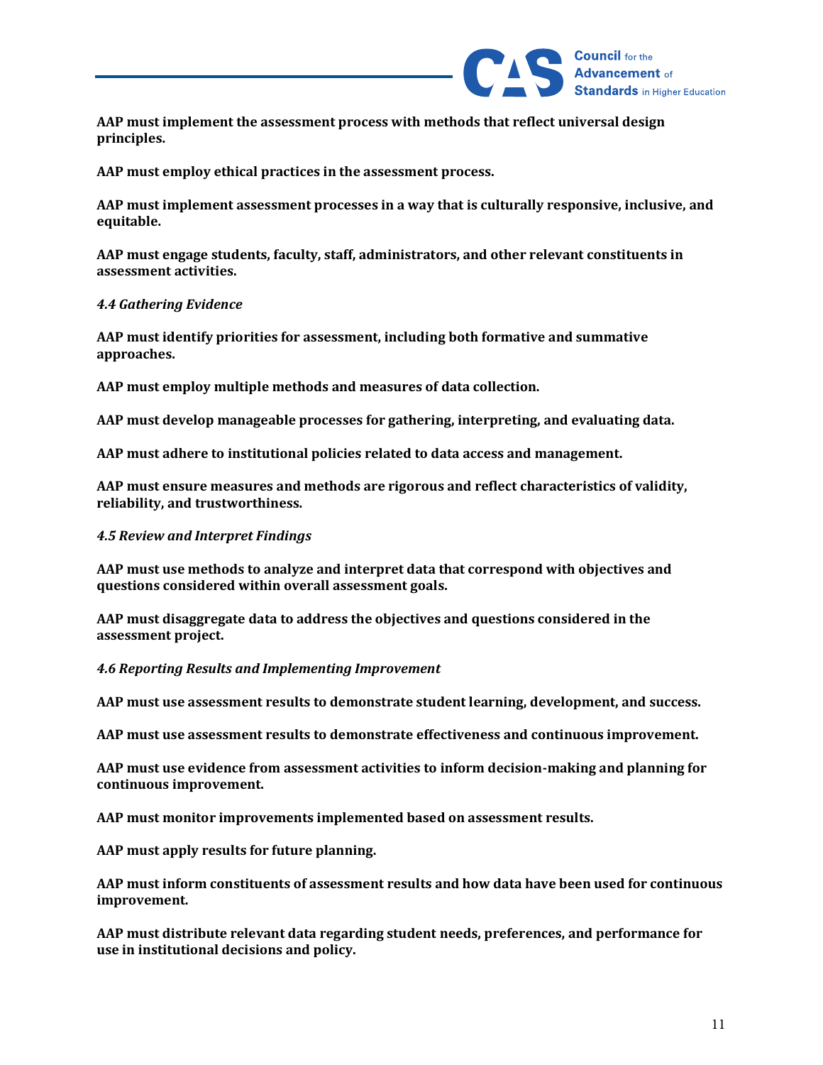**AAP must implement the assessment process with methods that reflect universal design principles.**

**AAP must employ ethical practices in the assessment process.**

**AAP must implement assessment processes in a way that is culturally responsive, inclusive, and equitable.**

**AAP must engage students, faculty, staff, administrators, and other relevant constituents in assessment activities.**

*4.4 Gathering Evidence*

**AAP must identify priorities for assessment, including both formative and summative approaches.**

**AAP must employ multiple methods and measures of data collection.**

**AAP must develop manageable processes for gathering, interpreting, and evaluating data.**

**AAP must adhere to institutional policies related to data access and management.**

**AAP must ensure measures and methods are rigorous and reflect characteristics of validity, reliability, and trustworthiness.**

*4.5 Review and Interpret Findings*

**AAP must use methods to analyze and interpret data that correspond with objectives and questions considered within overall assessment goals.**

**AAP must disaggregate data to address the objectives and questions considered in the assessment project.**

*4.6 Reporting Results and Implementing Improvement*

**AAP must use assessment results to demonstrate student learning, development, and success.**

**AAP must use assessment results to demonstrate effectiveness and continuous improvement.**

**AAP must use evidence from assessment activities to inform decision-making and planning for continuous improvement.**

**AAP must monitor improvements implemented based on assessment results.**

**AAP must apply results for future planning.**

**AAP must inform constituents of assessment results and how data have been used for continuous improvement.**

**AAP must distribute relevant data regarding student needs, preferences, and performance for use in institutional decisions and policy.**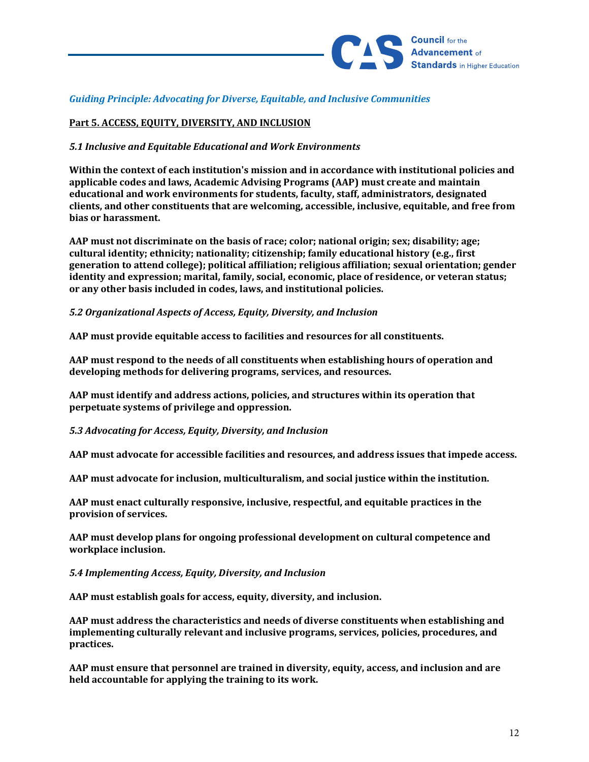*Guiding Principle: Advocating for Diverse, Equitable, and Inclusive Communities*

## Part 5. ACCESS, EQUITY, DIVERSITY, AND INCLUSION

### *5.1 Inclusive and Equitable Educational and Work Environments*

**Within the context of each institution's mission and in accordance with institutional policies and applicable codes and laws, Academic Advising Programs (AAP) must create and maintain educational and work environments for students, faculty, staff, administrators, designated clients, and other constituents that are welcoming, accessible, inclusive, equitable, and free from bias or harassment.**

**AAP must not discriminate on the basis of race; color; national origin; sex; disability; age; cultural identity; ethnicity; nationality; citizenship; family educational history (e.g., first generation to attend college); political affiliation; religious affiliation; sexual orientation; gender identity and expression; marital, family, social, economic, place of residence, or veteran status; or any other basis included in codes, laws, and institutional policies.**

### *5.2 Organizational Aspects of Access, Equity, Diversity, and Inclusion*

**AAP must provide equitable access to facilities and resources for all constituents.**

**AAP must respond to the needs of all constituents when establishing hours of operation and developing methods for delivering programs, services, and resources.**

**AAP must identify and address actions, policies, and structures within its operation that perpetuate systems of privilege and oppression.**

### *5.3 Advocating for Access, Equity, Diversity, and Inclusion*

**AAP must advocate for accessible facilities and resources, and address issues that impede access.**

**AAP must advocate for inclusion, multiculturalism, and social justice within the institution.**

**AAP must enact culturally responsive, inclusive, respectful, and equitable practices in the provision of services.**

**AAP must develop plans for ongoing professional development on cultural competence and workplace inclusion.**

### *5.4 Implementing Access, Equity, Diversity, and Inclusion*

**AAP must establish goals for access, equity, diversity, and inclusion.**

**AAP must address the characteristics and needs of diverse constituents when establishing and implementing culturally relevant and inclusive programs, services, policies, procedures, and practices.**

**AAP must ensure that personnel are trained in diversity, equity, access, and inclusion and are held accountable for applying the training to its work.**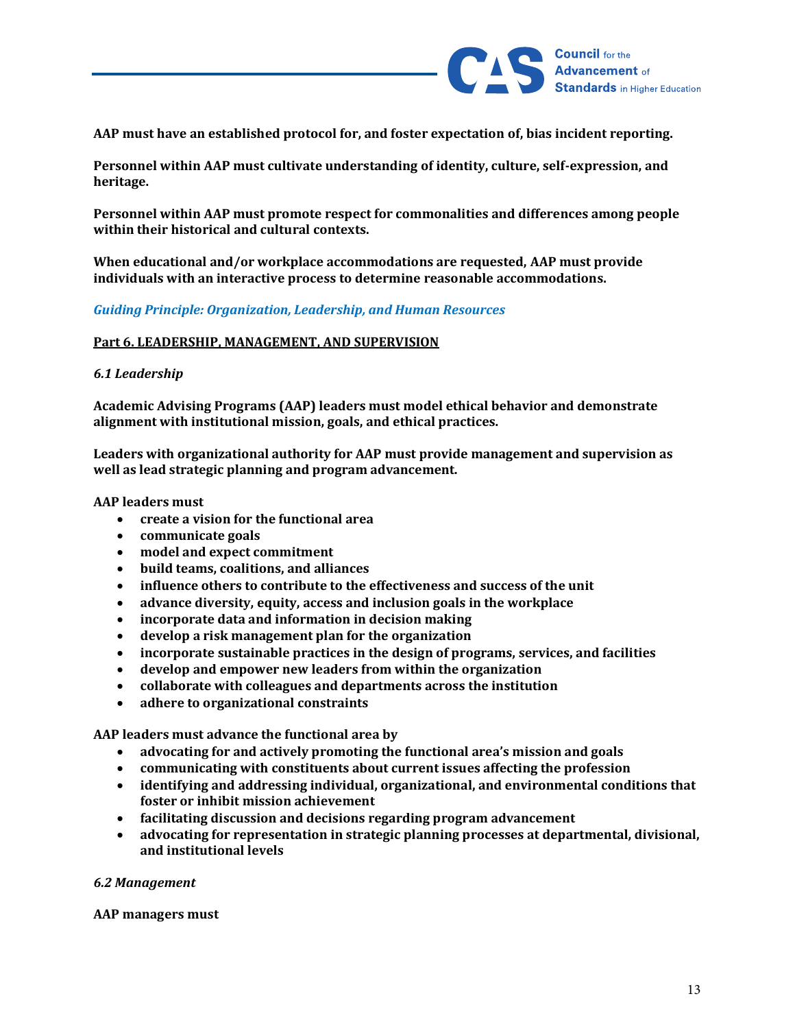**AAP must have an established protocol for, and foster expectation of, bias incident reporting.**

**Personnel within AAP must cultivate understanding of identity, culture, self-expression, and heritage.**

**Personnel within AAP must promote respect for commonalities and differences among people within their historical and cultural contexts.**

**When educational and/or workplace accommodations are requested, AAP must provide individuals with an interactive process to determine reasonable accommodations.**

*Guiding Principle: Organization, Leadership, and Human Resources*

## Part 6. LEADERSHIP, MANAGEMENT, AND SUPERVISION

### *6.1 Leadership*

**Academic Advising Programs (AAP) leaders must model ethical behavior and demonstrate alignment with institutional mission, goals, and ethical practices.**

**Leaders with organizational authority for AAP must provide management and supervision as well as lead strategic planning and program advancement.**

**AAP leaders must**

- **create a vision for the functional area**
- **communicate goals**
- **model and expect commitment**
- **build teams, coalitions, and alliances**
- **influence others to contribute to the effectiveness and success of the unit**
- **advance diversity, equity, access and inclusion goals in the workplace**
- **incorporate data and information in decision making**
- **develop a risk management plan for the organization**
- **incorporate sustainable practices in the design of programs, services, and facilities**
- **develop and empower new leaders from within the organization**
- **collaborate with colleagues and departments across the institution**
- **adhere to organizational constraints**

**AAP leaders must advance the functional area by**

- **advocating for and actively promoting the functional area's mission and goals**
- **communicating with constituents about current issues affecting the profession**
- **identifying and addressing individual, organizational, and environmental conditions that foster or inhibit mission achievement**
- **facilitating discussion and decisions regarding program advancement**
- **advocating for representation in strategic planning processes at departmental, divisional, and institutional levels**

### *6.2 Management*

**AAP managers must**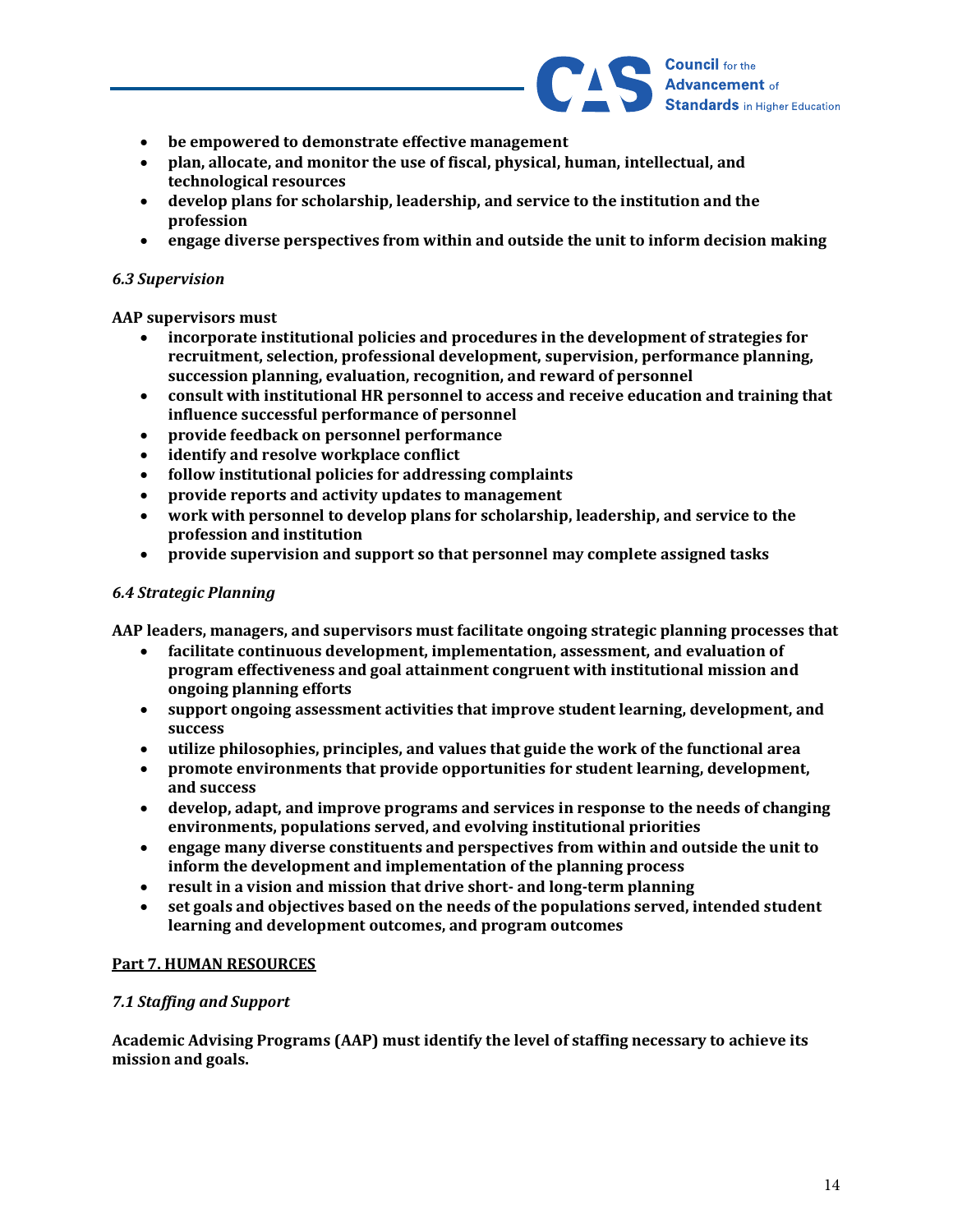- **be empowered to demonstrate effective management**
- **plan, allocate, and monitor the use of fiscal, physical, human, intellectual, and technological resources**
- **develop plans for scholarship, leadership, and service to the institution and the profession**
- **engage diverse perspectives from within and outside the unit to inform decision making**

### *6.3 Supervision*

**AAP supervisors must**

- **incorporate institutional policies and procedures in the development of strategies for recruitment, selection, professional development, supervision, performance planning, succession planning, evaluation, recognition, and reward of personnel**
- **consult with institutional HR personnel to access and receive education and training that influence successful performance of personnel**
- **provide feedback on personnel performance**
- **identify and resolve workplace conflict**
- **follow institutional policies for addressing complaints**
- **provide reports and activity updates to management**
- **work with personnel to develop plans for scholarship, leadership, and service to the profession and institution**
- **provide supervision and support so that personnel may complete assigned tasks**

### *6.4 Strategic Planning*

**AAP leaders, managers, and supervisors must facilitate ongoing strategic planning processes that**

- **facilitate continuous development, implementation, assessment, and evaluation of program effectiveness and goal attainment congruent with institutional mission and ongoing planning efforts**
- **support ongoing assessment activities that improve student learning, development, and success**
- **utilize philosophies, principles, and values that guide the work of the functional area**
- **promote environments that provide opportunities for student learning, development, and success**
- **develop, adapt, and improve programs and services in response to the needs of changing environments, populations served, and evolving institutional priorities**
- **engage many diverse constituents and perspectives from within and outside the unit to inform the development and implementation of the planning process**
- **result in a vision and mission that drive short- and long-term planning**
- **set goals and objectives based on the needs of the populations served, intended student learning and development outcomes, and program outcomes**

## Part 7. HUMAN RESOURCES

### *7.1 Staffing and Support*

**Academic Advising Programs (AAP) must identify the level of staffing necessary to achieve its mission and goals.**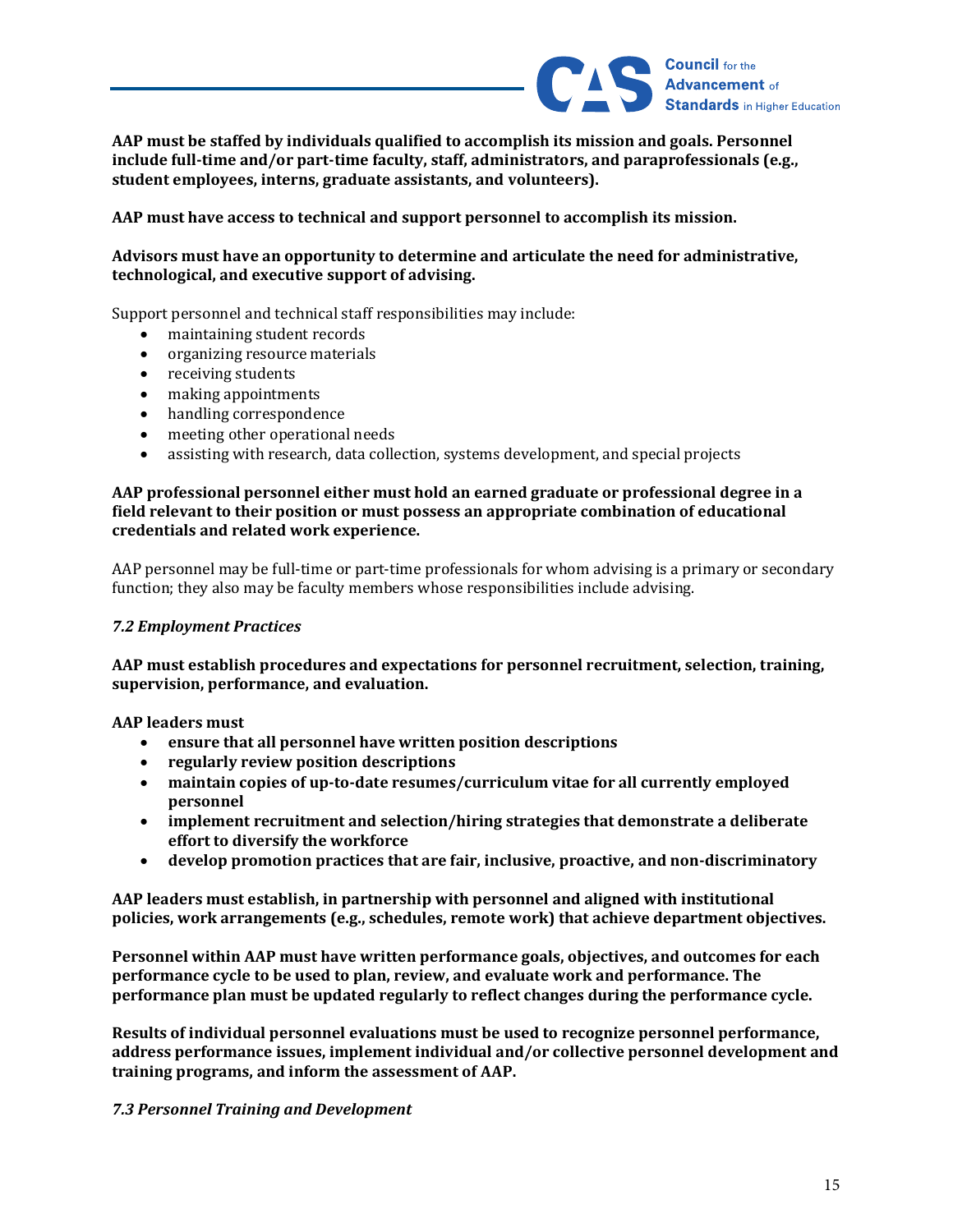**AAP must be staffed by individuals qualified to accomplish its mission and goals. Personnel include full-time and/or part-time faculty, staff, administrators, and paraprofessionals (e.g., student employees, interns, graduate assistants, and volunteers).**

**AAP must have access to technical and support personnel to accomplish its mission.**

**Advisors must have an opportunity to determine and articulate the need for administrative, technological, and executive support of advising.**

Support personnel and technical staff responsibilities may include:

- maintaining student records
- organizing resource materials
- receiving students
- making appointments
- handling correspondence
- meeting other operational needs
- assisting with research, data collection, systems development, and special projects

**AAP professional personnel either must hold an earned graduate or professional degree in a field relevant to their position or must possess an appropriate combination of educational credentials and related work experience.**

AAP personnel may be full-time or part-time professionals for whom advising is a primary or secondary function; they also may be faculty members whose responsibilities include advising.

### *7.2 Employment Practices*

**AAP must establish procedures and expectations for personnel recruitment, selection, training, supervision, performance, and evaluation.**

**AAP leaders must**

- **ensure that all personnel have written position descriptions**
- **regularly review position descriptions**
- **maintain copies of up-to-date resumes/curriculum vitae for all currently employed personnel**
- **implement recruitment and selection/hiring strategies that demonstrate a deliberate effort to diversify the workforce**
- **develop promotion practices that are fair, inclusive, proactive, and non-discriminatory**

**AAP leaders must establish, in partnership with personnel and aligned with institutional policies, work arrangements (e.g., schedules, remote work) that achieve department objectives.**

**Personnel within AAP must have written performance goals, objectives, and outcomes for each performance cycle to be used to plan, review, and evaluate work and performance. The performance plan must be updated regularly to reflect changes during the performance cycle.**

**Results of individual personnel evaluations must be used to recognize personnel performance, address performance issues, implement individual and/or collective personnel development and training programs, and inform the assessment of AAP.**

### *7.3 Personnel Training and Development*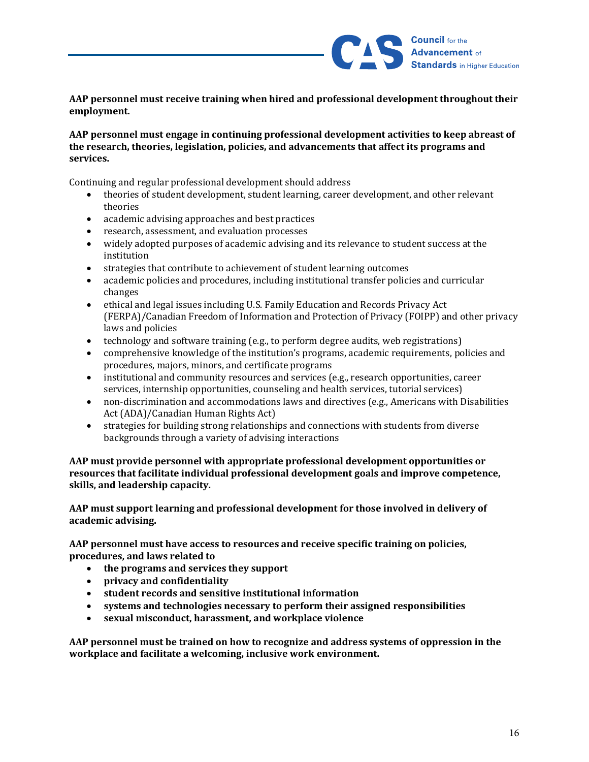**AAP personnel must receive training when hired and professional development throughout their employment.**

**AAP personnel must engage in continuing professional development activities to keep abreast of the research, theories, legislation, policies, and advancements that affect its programs and services.**

Continuing and regular professional development should address

- theories of student development, student learning, career development, and other relevant theories
- academic advising approaches and best practices
- research, assessment, and evaluation processes
- widely adopted purposes of academic advising and its relevance to student success at the institution
- strategies that contribute to achievement of student learning outcomes
- academic policies and procedures, including institutional transfer policies and curricular changes
- ethical and legal issues including U.S. Family Education and Records Privacy Act (FERPA)/Canadian Freedom of Information and Protection of Privacy (FOIPP) and other privacy laws and policies
- technology and software training (e.g., to perform degree audits, web registrations)
- comprehensive knowledge of the institution's programs, academic requirements, policies and procedures, majors, minors, and certificate programs
- institutional and community resources and services (e.g., research opportunities, career services, internship opportunities, counseling and health services, tutorial services)
- non-discrimination and accommodations laws and directives (e.g., Americans with Disabilities Act (ADA)/Canadian Human Rights Act)
- strategies for building strong relationships and connections with students from diverse backgrounds through a variety of advising interactions

**AAP must provide personnel with appropriate professional development opportunities or resources that facilitate individual professional development goals and improve competence, skills, and leadership capacity.**

**AAP must support learning and professional development for those involved in delivery of academic advising.**

**AAP personnel must have access to resources and receive specific training on policies, procedures, and laws related to**

- **the programs and services they support**
- **privacy and confidentiality**
- **student records and sensitive institutional information**
- **systems and technologies necessary to perform their assigned responsibilities**
- **sexual misconduct, harassment, and workplace violence**

**AAP personnel must be trained on how to recognize and address systems of oppression in the workplace and facilitate a welcoming, inclusive work environment.**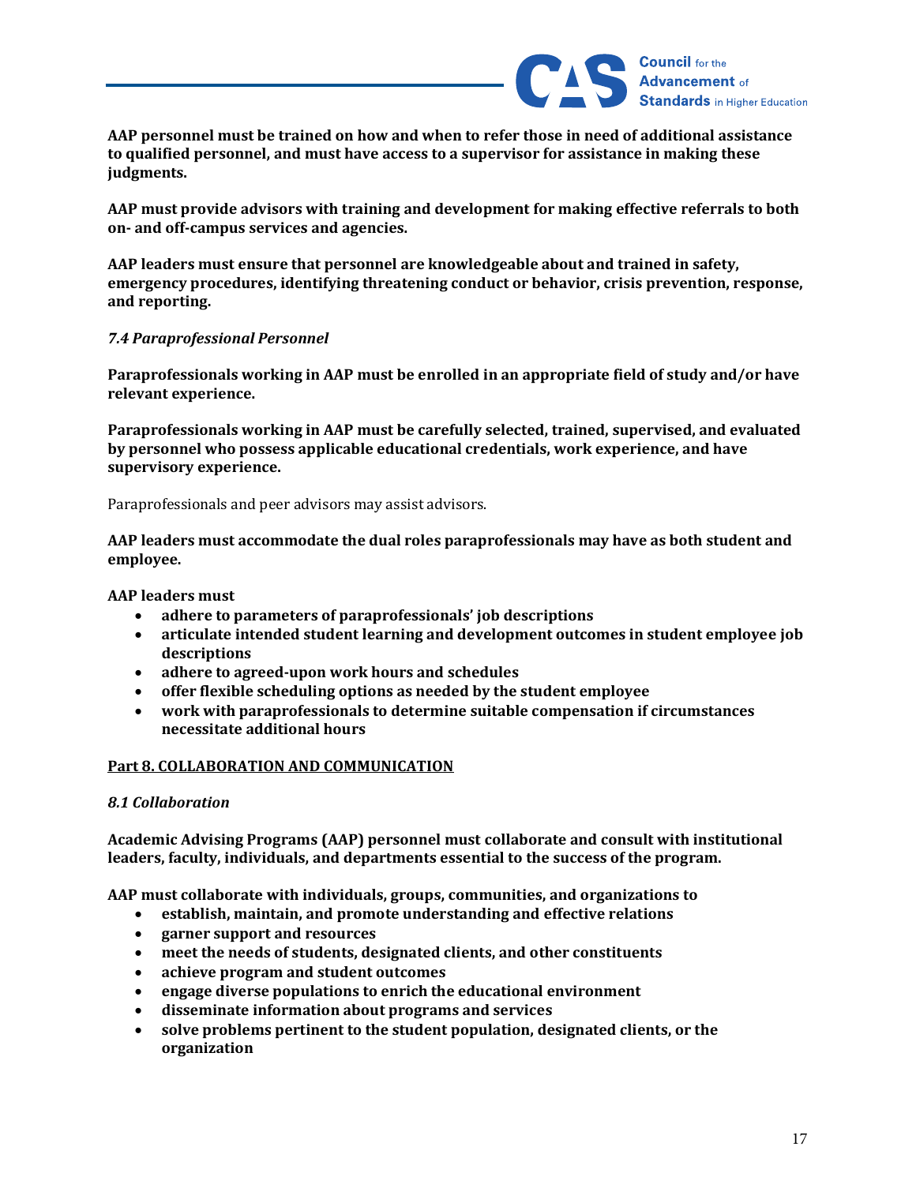**AAP personnel must be trained on how and when to refer those in need of additional assistance to qualified personnel, and must have access to a supervisor for assistance in making these judgments.**

**AAP must provide advisors with training and development for making effective referrals to both on- and off-campus services and agencies.**

**AAP leaders must ensure that personnel are knowledgeable about and trained in safety, emergency procedures, identifying threatening conduct or behavior, crisis prevention, response, and reporting.**

### *7.4 Paraprofessional Personnel*

**Paraprofessionals working in AAP must be enrolled in an appropriate field of study and/or have relevant experience.**

**Paraprofessionals working in AAP must be carefully selected, trained, supervised, and evaluated by personnel who possess applicable educational credentials, work experience, and have supervisory experience.**

Paraprofessionals and peer advisors may assist advisors.

**AAP leaders must accommodate the dual roles paraprofessionals may have as both student and employee.**

**AAP leaders must**

- **adhere to parameters of paraprofessionals' job descriptions**
- **articulate intended student learning and development outcomes in student employee job descriptions**
- **adhere to agreed-upon work hours and schedules**
- **offer flexible scheduling options as needed by the student employee**
- **work with paraprofessionals to determine suitable compensation if circumstances necessitate additional hours**

## Part 8. COLLABORATION AND COMMUNICATION

### *8.1 Collaboration*

**Academic Advising Programs (AAP) personnel must collaborate and consult with institutional leaders, faculty, individuals, and departments essential to the success of the program.**

**AAP must collaborate with individuals, groups, communities, and organizations to**

- **establish, maintain, and promote understanding and effective relations**
- **garner support and resources**
- **meet the needs of students, designated clients, and other constituents**
- **achieve program and student outcomes**
- **engage diverse populations to enrich the educational environment**
- **disseminate information about programs and services**
- **solve problems pertinent to the student population, designated clients, or the organization**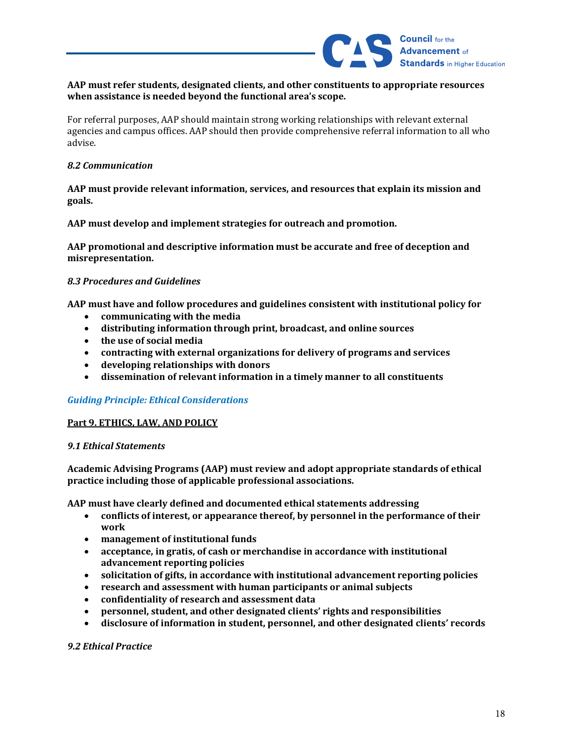**AAP must refer students, designated clients, and other constituents to appropriate resources when assistance is needed beyond the functional area's scope.**

For referral purposes, AAP should maintain strong working relationships with relevant external agencies and campus offices. AAP should then provide comprehensive referral information to all who advise.

*8.2 Communication*

**AAP must provide relevant information, services, and resources that explain its mission and goals.**

**AAP must develop and implement strategies for outreach and promotion.**

**AAP promotional and descriptive information must be accurate and free of deception and misrepresentation.**

*8.3 Procedures and Guidelines*

**AAP must have and follow procedures and guidelines consistent with institutional policy for**

- **communicating with the media**
- **distributing information through print, broadcast, and online sources**
- **the use of social media**
- **contracting with external organizations for delivery of programs and services**
- **developing relationships with donors**
- **dissemination of relevant information in a timely manner to all constituents**

*Guiding Principle: Ethical Considerations*

## Part 9. ETHICS, LAW, AND POLICY

*9.1 Ethical Statements*

**Academic Advising Programs (AAP) must review and adopt appropriate standards of ethical practice including those of applicable professional associations.**

**AAP must have clearly defined and documented ethical statements addressing**

- **conflicts of interest, or appearance thereof, by personnel in the performance of their work**
- **management of institutional funds**
- **acceptance, in gratis, of cash or merchandise in accordance with institutional advancement reporting policies**
- **solicitation of gifts, in accordance with institutional advancement reporting policies**
- **research and assessment with human participants or animal subjects**
- **confidentiality of research and assessment data**
- **personnel, student, and other designated clients' rights and responsibilities**
- **disclosure of information in student, personnel, and other designated clients' records**

*9.2 Ethical Practice*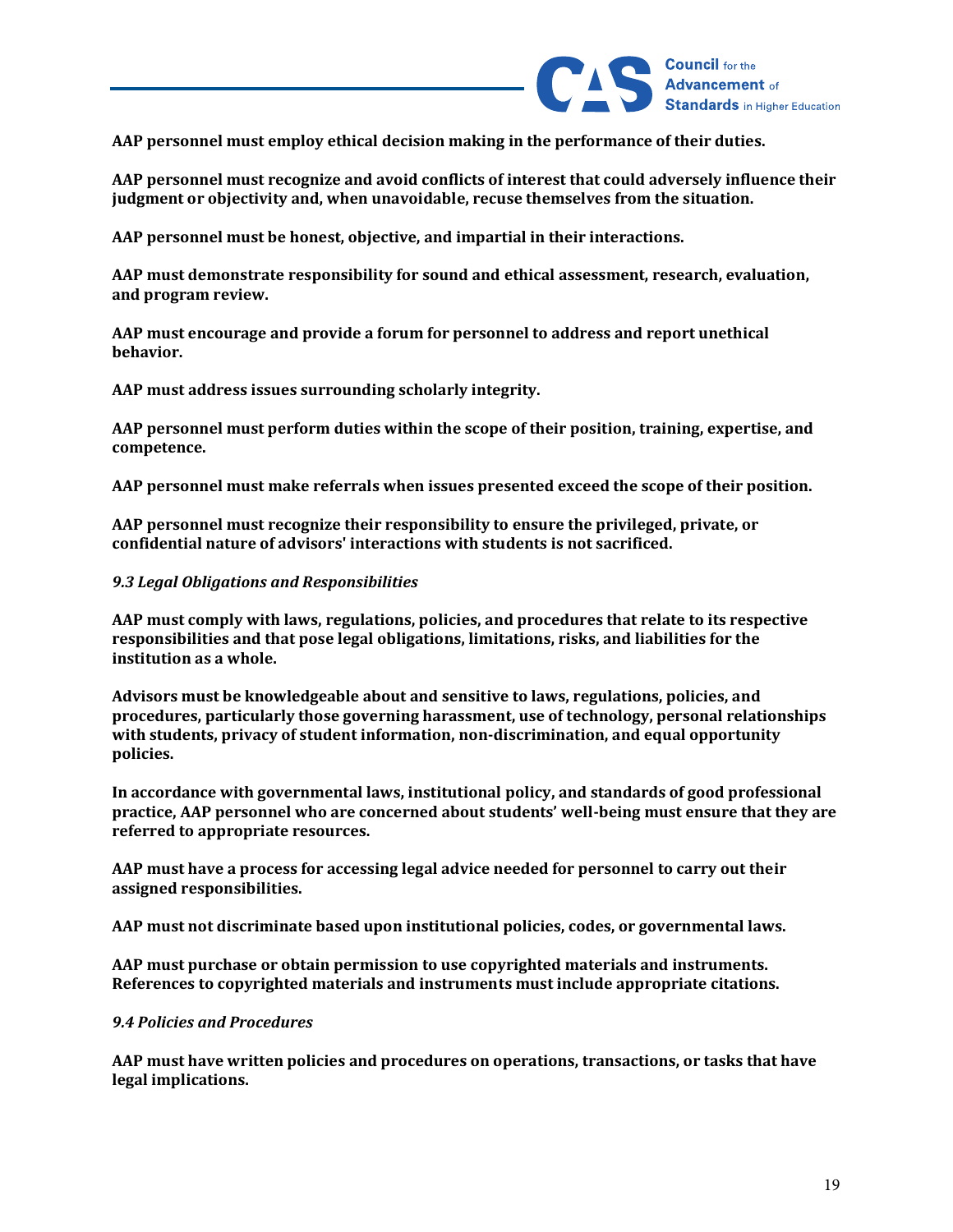**AAP personnel must employ ethical decision making in the performance of their duties.**

**AAP personnel must recognize and avoid conflicts of interest that could adversely influence their judgment or objectivity and, when unavoidable, recuse themselves from the situation.**

**AAP personnel must be honest, objective, and impartial in their interactions.**

**AAP must demonstrate responsibility for sound and ethical assessment, research, evaluation, and program review.**

**AAP must encourage and provide a forum for personnel to address and report unethical behavior.**

**AAP must address issues surrounding scholarly integrity.**

**AAP personnel must perform duties within the scope of their position, training, expertise, and competence.**

**AAP personnel must make referrals when issues presented exceed the scope of their position.**

**AAP personnel must recognize their responsibility to ensure the privileged, private, or confidential nature of advisors' interactions with students is not sacrificed.**

***9.3 Legal Obligations and Responsibilities***

**AAP must comply with laws, regulations, policies, and procedures that relate to its respective responsibilities and that pose legal obligations, limitations, risks, and liabilities for the institution as a whole.**

**Advisors must be knowledgeable about and sensitive to laws, regulations, policies, and procedures, particularly those governing harassment, use of technology, personal relationships with students, privacy of student information, non-discrimination, and equal opportunity policies.**

**In accordance with governmental laws, institutional policy, and standards of good professional practice, AAP personnel who are concerned about students' well-being must ensure that they are referred to appropriate resources.**

**AAP must have a process for accessing legal advice needed for personnel to carry out their assigned responsibilities.**

**AAP must not discriminate based upon institutional policies, codes, or governmental laws.**

**AAP must purchase or obtain permission to use copyrighted materials and instruments. References to copyrighted materials and instruments must include appropriate citations.**

***9.4 Policies and Procedures***

**AAP must have written policies and procedures on operations, transactions, or tasks that have legal implications.**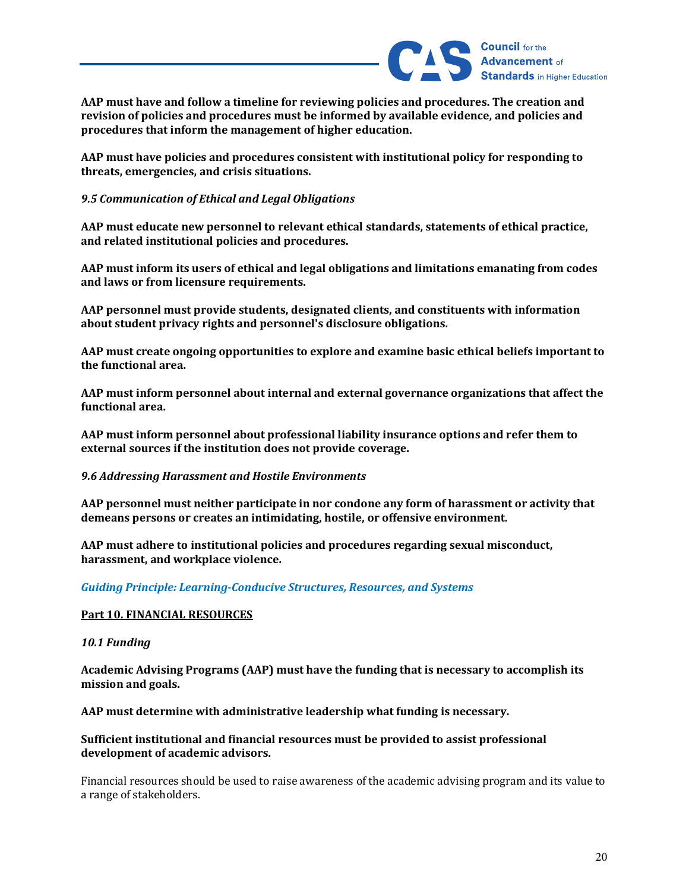**AAP must have and follow a timeline for reviewing policies and procedures. The creation and revision of policies and procedures must be informed by available evidence, and policies and procedures that inform the management of higher education.**

**AAP must have policies and procedures consistent with institutional policy for responding to threats, emergencies, and crisis situations.**

***9.5 Communication of Ethical and Legal Obligations***

**AAP must educate new personnel to relevant ethical standards, statements of ethical practice, and related institutional policies and procedures.**

**AAP must inform its users of ethical and legal obligations and limitations emanating from codes and laws or from licensure requirements.**

**AAP personnel must provide students, designated clients, and constituents with information about student privacy rights and personnel's disclosure obligations.**

**AAP must create ongoing opportunities to explore and examine basic ethical beliefs important to the functional area.**

**AAP must inform personnel about internal and external governance organizations that affect the functional area.**

**AAP must inform personnel about professional liability insurance options and refer them to external sources if the institution does not provide coverage.**

***9.6 Addressing Harassment and Hostile Environments***

**AAP personnel must neither participate in nor condone any form of harassment or activity that demeans persons or creates an intimidating, hostile, or offensive environment.**

**AAP must adhere to institutional policies and procedures regarding sexual misconduct, harassment, and workplace violence.**

***Guiding Principle: Learning-Conducive Structures, Resources, and Systems***

## Part 10. FINANCIAL RESOURCES

***10.1 Funding***

**Academic Advising Programs (AAP) must have the funding that is necessary to accomplish its mission and goals.**

**AAP must determine with administrative leadership what funding is necessary.**

**Sufficient institutional and financial resources must be provided to assist professional development of academic advisors.**

Financial resources should be used to raise awareness of the academic advising program and its value to a range of stakeholders.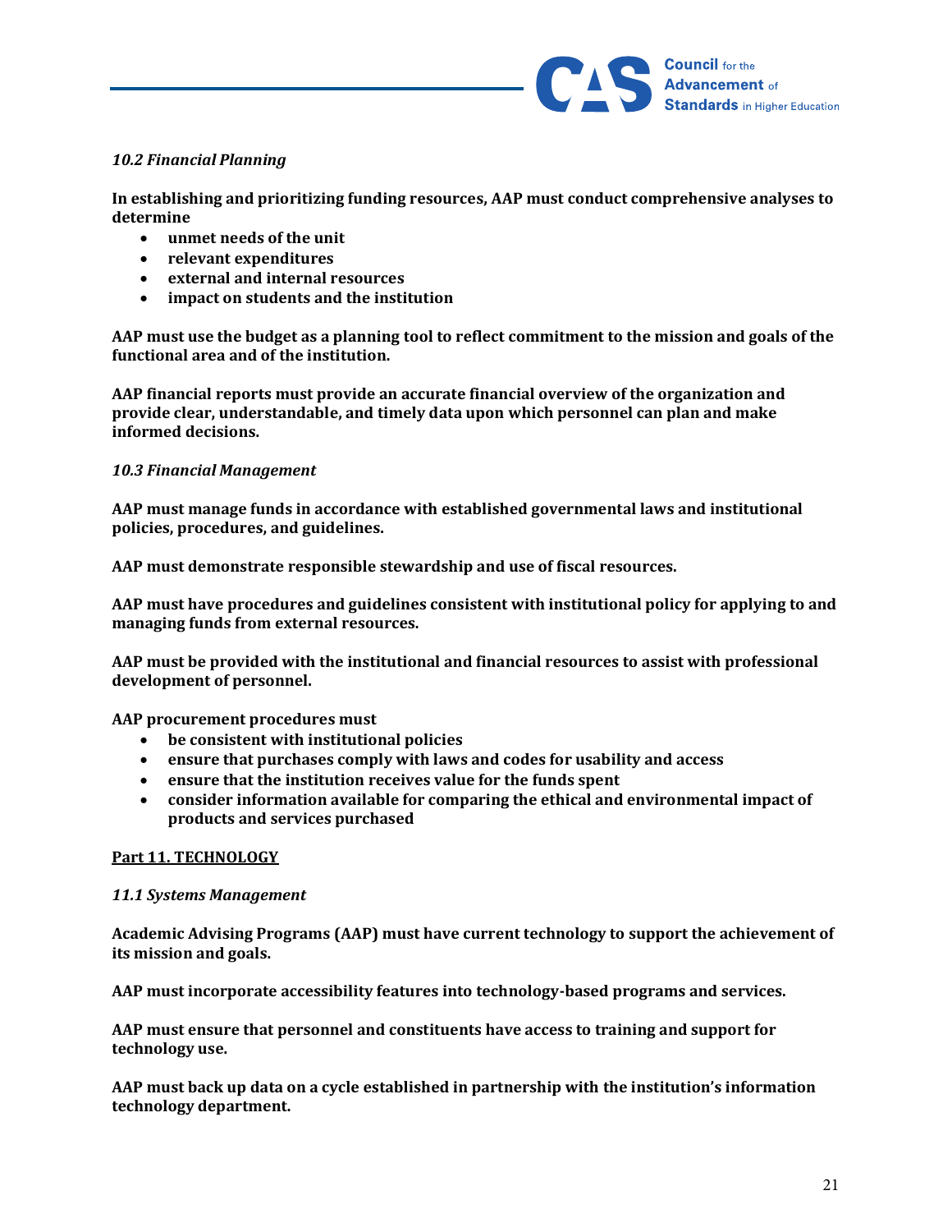*10.2 Financial Planning*

**In establishing and prioritizing funding resources, AAP must conduct comprehensive analyses to determine**

- **unmet needs of the unit**
- **relevant expenditures**
- **external and internal resources**
- **impact on students and the institution**

**AAP must use the budget as a planning tool to reflect commitment to the mission and goals of the functional area and of the institution.**

**AAP financial reports must provide an accurate financial overview of the organization and provide clear, understandable, and timely data upon which personnel can plan and make informed decisions.**

*10.3 Financial Management*

**AAP must manage funds in accordance with established governmental laws and institutional policies, procedures, and guidelines.**

**AAP must demonstrate responsible stewardship and use of fiscal resources.**

**AAP must have procedures and guidelines consistent with institutional policy for applying to and managing funds from external resources.**

**AAP must be provided with the institutional and financial resources to assist with professional development of personnel.**

**AAP procurement procedures must**

- **be consistent with institutional policies**
- **ensure that purchases comply with laws and codes for usability and access**
- **ensure that the institution receives value for the funds spent**
- **consider information available for comparing the ethical and environmental impact of products and services purchased**

## Part 11. TECHNOLOGY

*11.1 Systems Management*

**Academic Advising Programs (AAP) must have current technology to support the achievement of its mission and goals.**

**AAP must incorporate accessibility features into technology-based programs and services.**

**AAP must ensure that personnel and constituents have access to training and support for technology use.**

**AAP must back up data on a cycle established in partnership with the institution's information technology department.**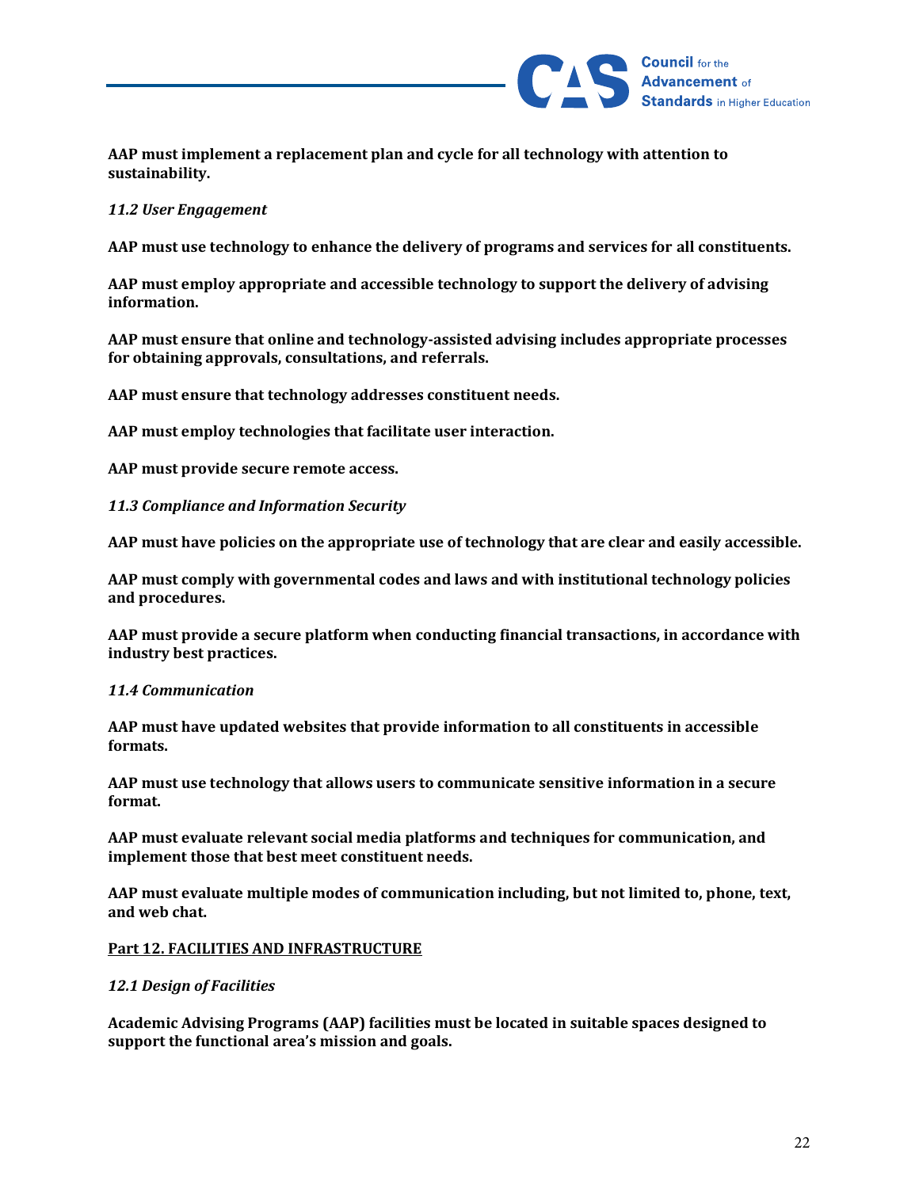**AAP must implement a replacement plan and cycle for all technology with attention to sustainability.**

*11.2 User Engagement*

**AAP must use technology to enhance the delivery of programs and services for all constituents.**

**AAP must employ appropriate and accessible technology to support the delivery of advising information.**

**AAP must ensure that online and technology-assisted advising includes appropriate processes for obtaining approvals, consultations, and referrals.**

**AAP must ensure that technology addresses constituent needs.**

**AAP must employ technologies that facilitate user interaction.**

**AAP must provide secure remote access.**

*11.3 Compliance and Information Security*

**AAP must have policies on the appropriate use of technology that are clear and easily accessible.**

**AAP must comply with governmental codes and laws and with institutional technology policies and procedures.**

**AAP must provide a secure platform when conducting financial transactions, in accordance with industry best practices.**

*11.4 Communication*

**AAP must have updated websites that provide information to all constituents in accessible formats.**

**AAP must use technology that allows users to communicate sensitive information in a secure format.**

**AAP must evaluate relevant social media platforms and techniques for communication, and implement those that best meet constituent needs.**

**AAP must evaluate multiple modes of communication including, but not limited to, phone, text, and web chat.**

## Part 12. FACILITIES AND INFRASTRUCTURE

*12.1 Design of Facilities*

**Academic Advising Programs (AAP) facilities must be located in suitable spaces designed to support the functional area's mission and goals.**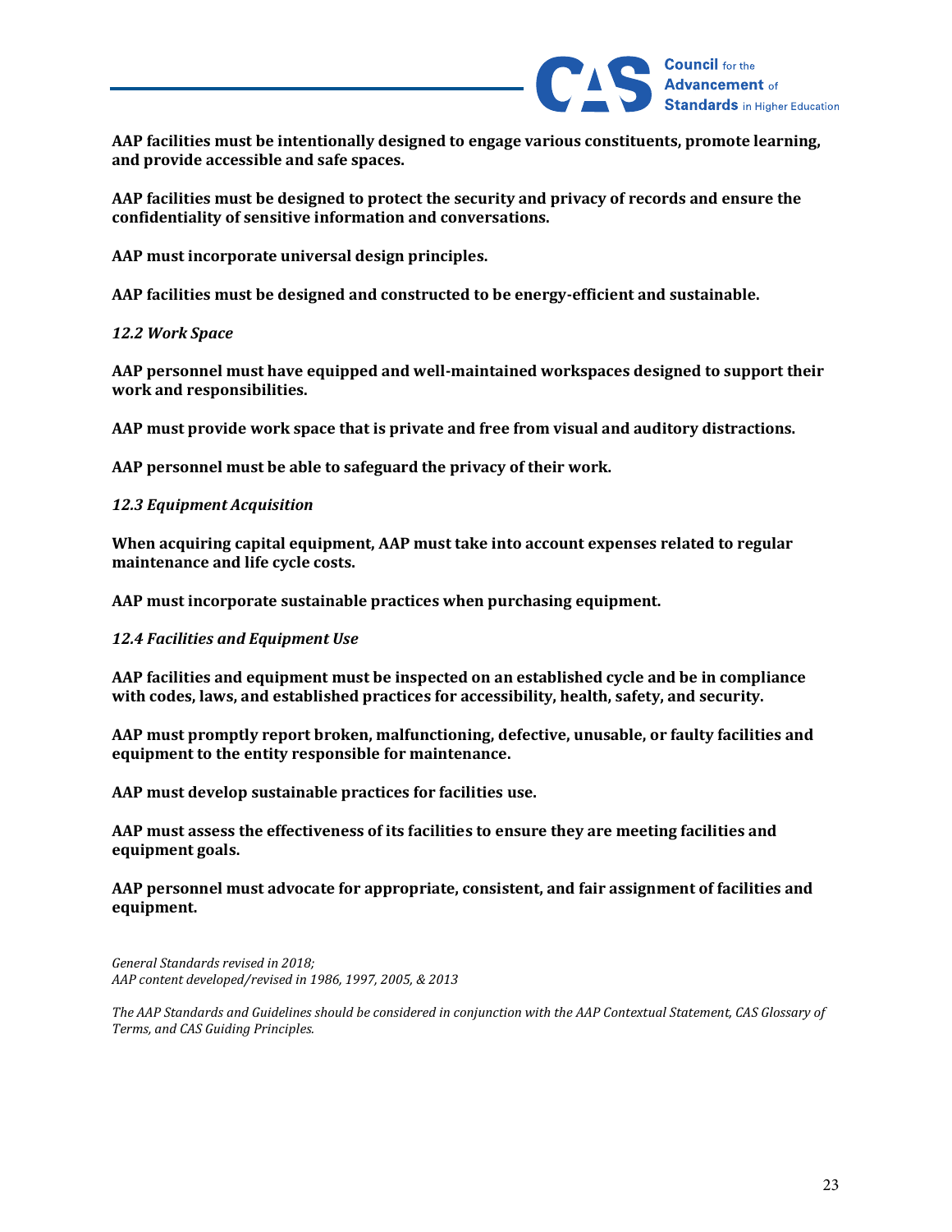**AAP facilities must be intentionally designed to engage various constituents, promote learning, and provide accessible and safe spaces.**

**AAP facilities must be designed to protect the security and privacy of records and ensure the confidentiality of sensitive information and conversations.**

**AAP must incorporate universal design principles.**

**AAP facilities must be designed and constructed to be energy-efficient and sustainable.**

*12.2 Work Space*

**AAP personnel must have equipped and well-maintained workspaces designed to support their work and responsibilities.**

**AAP must provide work space that is private and free from visual and auditory distractions.**

**AAP personnel must be able to safeguard the privacy of their work.**

*12.3 Equipment Acquisition*

**When acquiring capital equipment, AAP must take into account expenses related to regular maintenance and life cycle costs.**

**AAP must incorporate sustainable practices when purchasing equipment.**

*12.4 Facilities and Equipment Use*

**AAP facilities and equipment must be inspected on an established cycle and be in compliance with codes, laws, and established practices for accessibility, health, safety, and security.**

**AAP must promptly report broken, malfunctioning, defective, unusable, or faulty facilities and equipment to the entity responsible for maintenance.**

**AAP must develop sustainable practices for facilities use.**

**AAP must assess the effectiveness of its facilities to ensure they are meeting facilities and equipment goals.**

**AAP personnel must advocate for appropriate, consistent, and fair assignment of facilities and equipment.**

*General Standards revised in 2018;*
*AAP content developed/revised in 1986, 1997, 2005, & 2013*

*The AAP Standards and Guidelines should be considered in conjunction with the AAP Contextual Statement, CAS Glossary of Terms, and CAS Guiding Principles.*